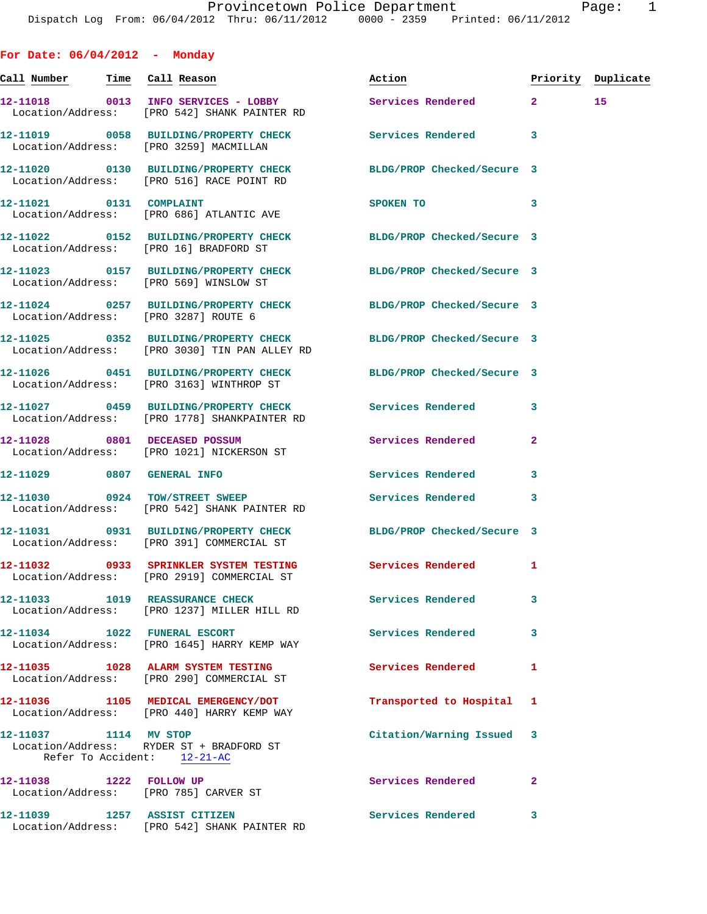Provincetown Police Department
Dispatch Log From: 06/04/2012 Thru: 06/11/2012 0000 - 2359 Printed: 06/11/2012

## For Date: 06/04/2012 - Monday

| Call Number | Time | Call Reason | Action | Priority | Duplicate |
|---|---|---|---|---|---|
| 12-11018 | 0013 | INFO SERVICES - LOBBY | Services Rendered | 2 | 15 |
| Location/Address: [PRO 542] SHANK PAINTER RD | | | | | |
| 12-11019 | 0058 | BUILDING/PROPERTY CHECK | Services Rendered | 3 | |
| Location/Address: [PRO 3259] MACMILLAN | | | | | |
| 12-11020 | 0130 | BUILDING/PROPERTY CHECK | BLDG/PROP Checked/Secure | 3 | |
| Location/Address: [PRO 516] RACE POINT RD | | | | | |
| 12-11021 | 0131 | COMPLAINT | SPOKEN TO | 3 | |
| Location/Address: [PRO 686] ATLANTIC AVE | | | | | |
| 12-11022 | 0152 | BUILDING/PROPERTY CHECK | BLDG/PROP Checked/Secure | 3 | |
| Location/Address: [PRO 16] BRADFORD ST | | | | | |
| 12-11023 | 0157 | BUILDING/PROPERTY CHECK | BLDG/PROP Checked/Secure | 3 | |
| Location/Address: [PRO 569] WINSLOW ST | | | | | |
| 12-11024 | 0257 | BUILDING/PROPERTY CHECK | BLDG/PROP Checked/Secure | 3 | |
| Location/Address: [PRO 3287] ROUTE 6 | | | | | |
| 12-11025 | 0352 | BUILDING/PROPERTY CHECK | BLDG/PROP Checked/Secure | 3 | |
| Location/Address: [PRO 3030] TIN PAN ALLEY RD | | | | | |
| 12-11026 | 0451 | BUILDING/PROPERTY CHECK | BLDG/PROP Checked/Secure | 3 | |
| Location/Address: [PRO 3163] WINTHROP ST | | | | | |
| 12-11027 | 0459 | BUILDING/PROPERTY CHECK | Services Rendered | 3 | |
| Location/Address: [PRO 1778] SHANKPAINTER RD | | | | | |
| 12-11028 | 0801 | DECEASED POSSUM | Services Rendered | 2 | |
| Location/Address: [PRO 1021] NICKERSON ST | | | | | |
| 12-11029 | 0807 | GENERAL INFO | Services Rendered | 3 | |
| 12-11030 | 0924 | TOW/STREET SWEEP | Services Rendered | 3 | |
| Location/Address: [PRO 542] SHANK PAINTER RD | | | | | |
| 12-11031 | 0931 | BUILDING/PROPERTY CHECK | BLDG/PROP Checked/Secure | 3 | |
| Location/Address: [PRO 391] COMMERCIAL ST | | | | | |
| 12-11032 | 0933 | SPRINKLER SYSTEM TESTING | Services Rendered | 1 | |
| Location/Address: [PRO 2919] COMMERCIAL ST | | | | | |
| 12-11033 | 1019 | REASSURANCE CHECK | Services Rendered | 3 | |
| Location/Address: [PRO 1237] MILLER HILL RD | | | | | |
| 12-11034 | 1022 | FUNERAL ESCORT | Services Rendered | 3 | |
| Location/Address: [PRO 1645] HARRY KEMP WAY | | | | | |
| 12-11035 | 1028 | ALARM SYSTEM TESTING | Services Rendered | 1 | |
| Location/Address: [PRO 290] COMMERCIAL ST | | | | | |
| 12-11036 | 1105 | MEDICAL EMERGENCY/DOT | Transported to Hospital | 1 | |
| Location/Address: [PRO 440] HARRY KEMP WAY | | | | | |
| 12-11037 | 1114 | MV STOP | Citation/Warning Issued | 3 | |
| Location/Address: RYDER ST + BRADFORD ST; Refer To Accident: 12-21-AC | | | | | |
| 12-11038 | 1222 | FOLLOW UP | Services Rendered | 2 | |
| Location/Address: [PRO 785] CARVER ST | | | | | |
| 12-11039 | 1257 | ASSIST CITIZEN | Services Rendered | 3 | |
| Location/Address: [PRO 542] SHANK PAINTER RD | | | | | |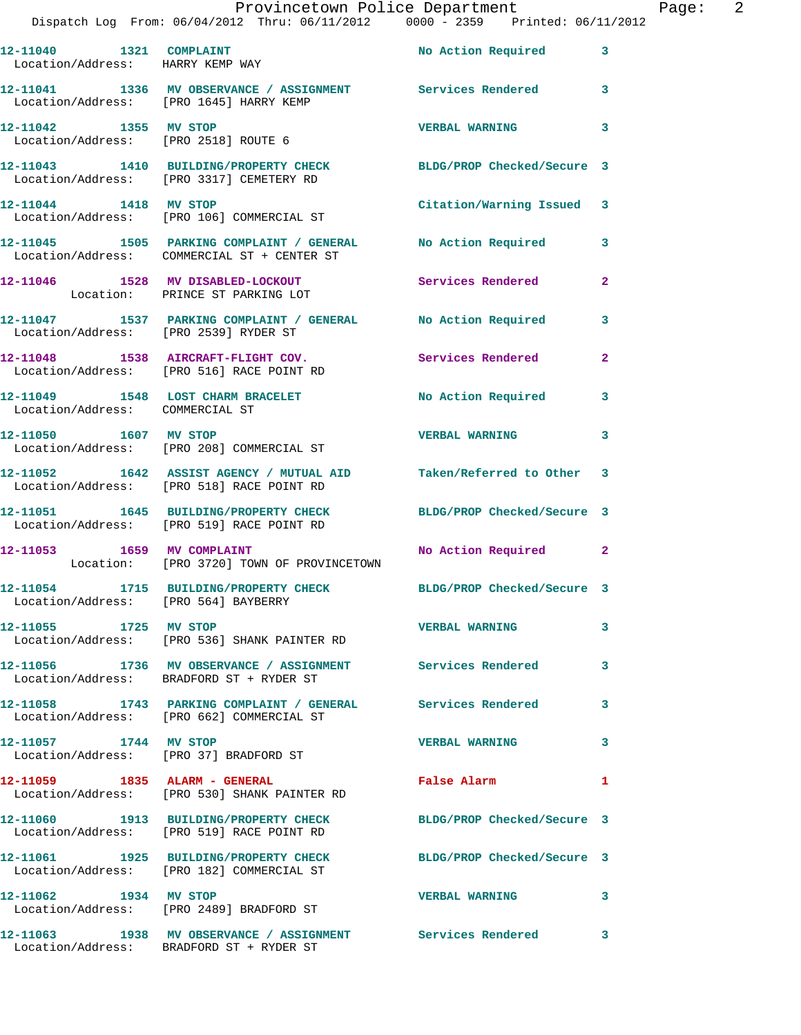12-11040 1321 COMPLAINT No Action Required 3
Location/Address: HARRY KEMP WAY

12-11041 1336 MV OBSERVANCE / ASSIGNMENT Services Rendered 3
Location/Address: [PRO 1645] HARRY KEMP

12-11042 1355 MV STOP VERBAL WARNING 3
Location/Address: [PRO 2518] ROUTE 6

12-11043 1410 BUILDING/PROPERTY CHECK BLDG/PROP Checked/Secure 3
Location/Address: [PRO 3317] CEMETERY RD

12-11044 1418 MV STOP Citation/Warning Issued 3
Location/Address: [PRO 106] COMMERCIAL ST

12-11045 1505 PARKING COMPLAINT / GENERAL No Action Required 3
Location/Address: COMMERCIAL ST + CENTER ST

12-11046 1528 MV DISABLED-LOCKOUT Services Rendered 2
Location: PRINCE ST PARKING LOT

12-11047 1537 PARKING COMPLAINT / GENERAL No Action Required 3
Location/Address: [PRO 2539] RYDER ST

12-11048 1538 AIRCRAFT-FLIGHT COV. Services Rendered 2
Location/Address: [PRO 516] RACE POINT RD

12-11049 1548 LOST CHARM BRACELET No Action Required 3
Location/Address: COMMERCIAL ST

12-11050 1607 MV STOP VERBAL WARNING 3
Location/Address: [PRO 208] COMMERCIAL ST

12-11052 1642 ASSIST AGENCY / MUTUAL AID Taken/Referred to Other 3
Location/Address: [PRO 518] RACE POINT RD

12-11051 1645 BUILDING/PROPERTY CHECK BLDG/PROP Checked/Secure 3
Location/Address: [PRO 519] RACE POINT RD

12-11053 1659 MV COMPLAINT No Action Required 2
Location: [PRO 3720] TOWN OF PROVINCETOWN

12-11054 1715 BUILDING/PROPERTY CHECK BLDG/PROP Checked/Secure 3
Location/Address: [PRO 564] BAYBERRY

12-11055 1725 MV STOP VERBAL WARNING 3
Location/Address: [PRO 536] SHANK PAINTER RD

12-11056 1736 MV OBSERVANCE / ASSIGNMENT Services Rendered 3
Location/Address: BRADFORD ST + RYDER ST

12-11058 1743 PARKING COMPLAINT / GENERAL Services Rendered 3
Location/Address: [PRO 662] COMMERCIAL ST

12-11057 1744 MV STOP VERBAL WARNING 3
Location/Address: [PRO 37] BRADFORD ST

12-11059 1835 ALARM - GENERAL False Alarm 1
Location/Address: [PRO 530] SHANK PAINTER RD

12-11060 1913 BUILDING/PROPERTY CHECK BLDG/PROP Checked/Secure 3
Location/Address: [PRO 519] RACE POINT RD

12-11061 1925 BUILDING/PROPERTY CHECK BLDG/PROP Checked/Secure 3
Location/Address: [PRO 182] COMMERCIAL ST

12-11062 1934 MV STOP VERBAL WARNING 3
Location/Address: [PRO 2489] BRADFORD ST

12-11063 1938 MV OBSERVANCE / ASSIGNMENT Services Rendered 3
Location/Address: BRADFORD ST + RYDER ST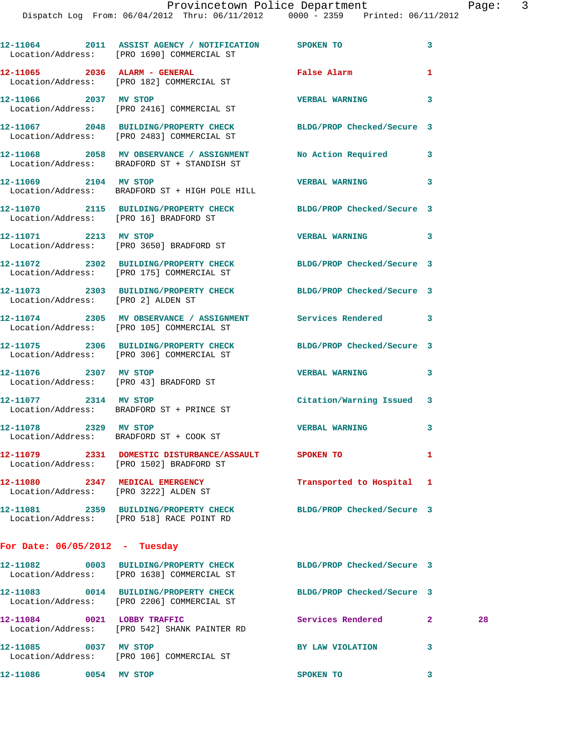12-11064 2011 ASSIST AGENCY / NOTIFICATION SPOKEN TO 3
Location/Address: [PRO 1690] COMMERCIAL ST

12-11065 2036 ALARM - GENERAL False Alarm 1
Location/Address: [PRO 182] COMMERCIAL ST

12-11066 2037 MV STOP VERBAL WARNING 3
Location/Address: [PRO 2416] COMMERCIAL ST

12-11067 2048 BUILDING/PROPERTY CHECK BLDG/PROP Checked/Secure 3
Location/Address: [PRO 2483] COMMERCIAL ST

12-11068 2058 MV OBSERVANCE / ASSIGNMENT No Action Required 3
Location/Address: BRADFORD ST + STANDISH ST

12-11069 2104 MV STOP VERBAL WARNING 3
Location/Address: BRADFORD ST + HIGH POLE HILL

12-11070 2115 BUILDING/PROPERTY CHECK BLDG/PROP Checked/Secure 3
Location/Address: [PRO 16] BRADFORD ST

12-11071 2213 MV STOP VERBAL WARNING 3
Location/Address: [PRO 3650] BRADFORD ST

12-11072 2302 BUILDING/PROPERTY CHECK BLDG/PROP Checked/Secure 3
Location/Address: [PRO 175] COMMERCIAL ST

12-11073 2303 BUILDING/PROPERTY CHECK BLDG/PROP Checked/Secure 3
Location/Address: [PRO 2] ALDEN ST

12-11074 2305 MV OBSERVANCE / ASSIGNMENT Services Rendered 3
Location/Address: [PRO 105] COMMERCIAL ST

12-11075 2306 BUILDING/PROPERTY CHECK BLDG/PROP Checked/Secure 3
Location/Address: [PRO 306] COMMERCIAL ST

12-11076 2307 MV STOP VERBAL WARNING 3
Location/Address: [PRO 43] BRADFORD ST

12-11077 2314 MV STOP Citation/Warning Issued 3
Location/Address: BRADFORD ST + PRINCE ST

12-11078 2329 MV STOP VERBAL WARNING 3
Location/Address: BRADFORD ST + COOK ST

12-11079 2331 DOMESTIC DISTURBANCE/ASSAULT SPOKEN TO 1
Location/Address: [PRO 1502] BRADFORD ST

12-11080 2347 MEDICAL EMERGENCY Transported to Hospital 1
Location/Address: [PRO 3222] ALDEN ST

12-11081 2359 BUILDING/PROPERTY CHECK BLDG/PROP Checked/Secure 3
Location/Address: [PRO 518] RACE POINT RD

**For Date: 06/05/2012 - Tuesday**

12-11082 0003 BUILDING/PROPERTY CHECK BLDG/PROP Checked/Secure 3
Location/Address: [PRO 1638] COMMERCIAL ST

12-11083 0014 BUILDING/PROPERTY CHECK BLDG/PROP Checked/Secure 3
Location/Address: [PRO 2206] COMMERCIAL ST

12-11084 0021 LOBBY TRAFFIC Services Rendered 2 28
Location/Address: [PRO 542] SHANK PAINTER RD

12-11085 0037 MV STOP BY LAW VIOLATION 3
Location/Address: [PRO 106] COMMERCIAL ST

12-11086 0054 MV STOP SPOKEN TO 3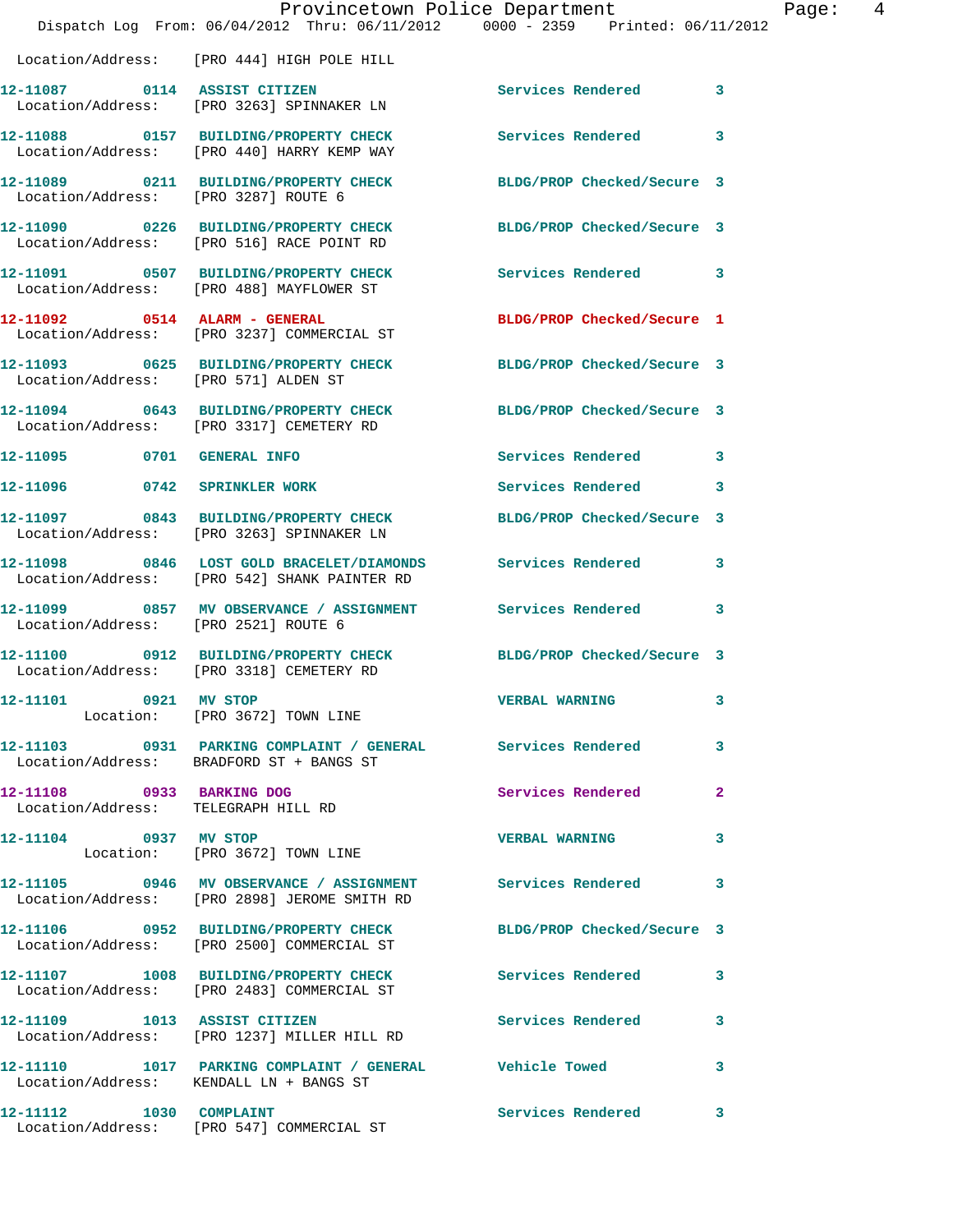Location/Address: [PRO 444] HIGH POLE HILL

12-11087 0114 ASSIST CITIZEN Services Rendered 3
Location/Address: [PRO 3263] SPINNAKER LN

12-11088 0157 BUILDING/PROPERTY CHECK Services Rendered 3
Location/Address: [PRO 440] HARRY KEMP WAY

12-11089 0211 BUILDING/PROPERTY CHECK BLDG/PROP Checked/Secure 3
Location/Address: [PRO 3287] ROUTE 6

12-11090 0226 BUILDING/PROPERTY CHECK BLDG/PROP Checked/Secure 3
Location/Address: [PRO 516] RACE POINT RD

12-11091 0507 BUILDING/PROPERTY CHECK Services Rendered 3
Location/Address: [PRO 488] MAYFLOWER ST

12-11092 0514 ALARM - GENERAL BLDG/PROP Checked/Secure 1
Location/Address: [PRO 3237] COMMERCIAL ST

12-11093 0625 BUILDING/PROPERTY CHECK BLDG/PROP Checked/Secure 3
Location/Address: [PRO 571] ALDEN ST

12-11094 0643 BUILDING/PROPERTY CHECK BLDG/PROP Checked/Secure 3
Location/Address: [PRO 3317] CEMETERY RD

12-11095 0701 GENERAL INFO Services Rendered 3

12-11096 0742 SPRINKLER WORK Services Rendered 3

12-11097 0843 BUILDING/PROPERTY CHECK BLDG/PROP Checked/Secure 3
Location/Address: [PRO 3263] SPINNAKER LN

12-11098 0846 LOST GOLD BRACELET/DIAMONDS Services Rendered 3
Location/Address: [PRO 542] SHANK PAINTER RD

12-11099 0857 MV OBSERVANCE / ASSIGNMENT Services Rendered 3
Location/Address: [PRO 2521] ROUTE 6

12-11100 0912 BUILDING/PROPERTY CHECK BLDG/PROP Checked/Secure 3
Location/Address: [PRO 3318] CEMETERY RD

12-11101 0921 MV STOP VERBAL WARNING 3
Location: [PRO 3672] TOWN LINE

12-11103 0931 PARKING COMPLAINT / GENERAL Services Rendered 3
Location/Address: BRADFORD ST + BANGS ST

12-11108 0933 BARKING DOG Services Rendered 2
Location/Address: TELEGRAPH HILL RD

12-11104 0937 MV STOP VERBAL WARNING 3
Location: [PRO 3672] TOWN LINE

12-11105 0946 MV OBSERVANCE / ASSIGNMENT Services Rendered 3
Location/Address: [PRO 2898] JEROME SMITH RD

12-11106 0952 BUILDING/PROPERTY CHECK BLDG/PROP Checked/Secure 3
Location/Address: [PRO 2500] COMMERCIAL ST

12-11107 1008 BUILDING/PROPERTY CHECK Services Rendered 3
Location/Address: [PRO 2483] COMMERCIAL ST

12-11109 1013 ASSIST CITIZEN Services Rendered 3
Location/Address: [PRO 1237] MILLER HILL RD

12-11110 1017 PARKING COMPLAINT / GENERAL Vehicle Towed 3
Location/Address: KENDALL LN + BANGS ST

12-11112 1030 COMPLAINT Services Rendered 3
Location/Address: [PRO 547] COMMERCIAL ST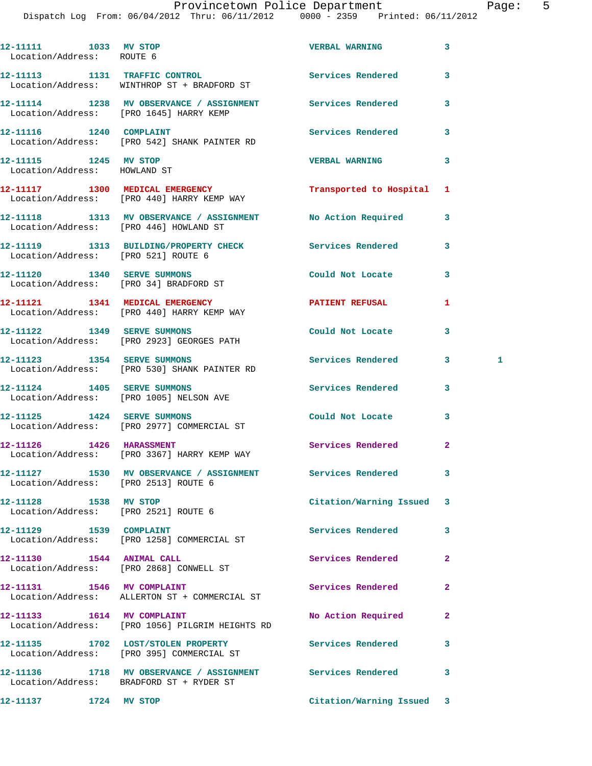| Call Number | Time | Call Reason | Action | Priority | |
|---|---|---|---|---|---|
| 12-11111 | 1033 | MV STOP | VERBAL WARNING | 3 | |
| Location/Address: ROUTE 6 | | | | | |
| 12-11113 | 1131 | TRAFFIC CONTROL | Services Rendered | 3 | |
| Location/Address: WINTHROP ST + BRADFORD ST | | | | | |
| 12-11114 | 1238 | MV OBSERVANCE / ASSIGNMENT | Services Rendered | 3 | |
| Location/Address: [PRO 1645] HARRY KEMP | | | | | |
| 12-11116 | 1240 | COMPLAINT | Services Rendered | 3 | |
| Location/Address: [PRO 542] SHANK PAINTER RD | | | | | |
| 12-11115 | 1245 | MV STOP | VERBAL WARNING | 3 | |
| Location/Address: HOWLAND ST | | | | | |
| 12-11117 | 1300 | MEDICAL EMERGENCY | Transported to Hospital | 1 | |
| Location/Address: [PRO 440] HARRY KEMP WAY | | | | | |
| 12-11118 | 1313 | MV OBSERVANCE / ASSIGNMENT | No Action Required | 3 | |
| Location/Address: [PRO 446] HOWLAND ST | | | | | |
| 12-11119 | 1313 | BUILDING/PROPERTY CHECK | Services Rendered | 3 | |
| Location/Address: [PRO 521] ROUTE 6 | | | | | |
| 12-11120 | 1340 | SERVE SUMMONS | Could Not Locate | 3 | |
| Location/Address: [PRO 34] BRADFORD ST | | | | | |
| 12-11121 | 1341 | MEDICAL EMERGENCY | PATIENT REFUSAL | 1 | |
| Location/Address: [PRO 440] HARRY KEMP WAY | | | | | |
| 12-11122 | 1349 | SERVE SUMMONS | Could Not Locate | 3 | |
| Location/Address: [PRO 2923] GEORGES PATH | | | | | |
| 12-11123 | 1354 | SERVE SUMMONS | Services Rendered | 3 | 1 |
| Location/Address: [PRO 530] SHANK PAINTER RD | | | | | |
| 12-11124 | 1405 | SERVE SUMMONS | Services Rendered | 3 | |
| Location/Address: [PRO 1005] NELSON AVE | | | | | |
| 12-11125 | 1424 | SERVE SUMMONS | Could Not Locate | 3 | |
| Location/Address: [PRO 2977] COMMERCIAL ST | | | | | |
| 12-11126 | 1426 | HARASSMENT | Services Rendered | 2 | |
| Location/Address: [PRO 3367] HARRY KEMP WAY | | | | | |
| 12-11127 | 1530 | MV OBSERVANCE / ASSIGNMENT | Services Rendered | 3 | |
| Location/Address: [PRO 2513] ROUTE 6 | | | | | |
| 12-11128 | 1538 | MV STOP | Citation/Warning Issued | 3 | |
| Location/Address: [PRO 2521] ROUTE 6 | | | | | |
| 12-11129 | 1539 | COMPLAINT | Services Rendered | 3 | |
| Location/Address: [PRO 1258] COMMERCIAL ST | | | | | |
| 12-11130 | 1544 | ANIMAL CALL | Services Rendered | 2 | |
| Location/Address: [PRO 2868] CONWELL ST | | | | | |
| 12-11131 | 1546 | MV COMPLAINT | Services Rendered | 2 | |
| Location/Address: ALLERTON ST + COMMERCIAL ST | | | | | |
| 12-11133 | 1614 | MV COMPLAINT | No Action Required | 2 | |
| Location/Address: [PRO 1056] PILGRIM HEIGHTS RD | | | | | |
| 12-11135 | 1702 | LOST/STOLEN PROPERTY | Services Rendered | 3 | |
| Location/Address: [PRO 395] COMMERCIAL ST | | | | | |
| 12-11136 | 1718 | MV OBSERVANCE / ASSIGNMENT | Services Rendered | 3 | |
| Location/Address: BRADFORD ST + RYDER ST | | | | | |
| 12-11137 | 1724 | MV STOP | Citation/Warning Issued | 3 | |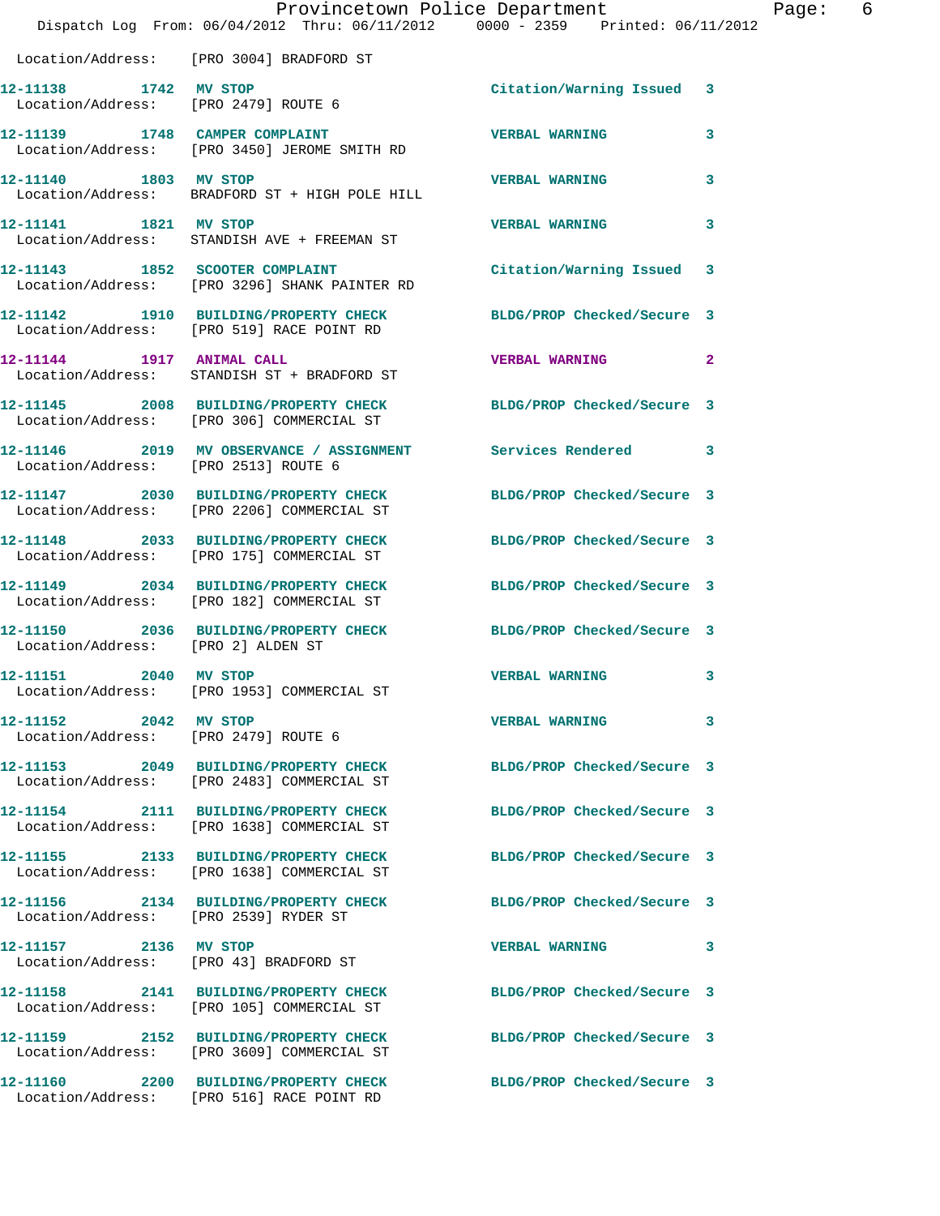Location/Address: [PRO 3004] BRADFORD ST

| Call # | Time | Call Reason | Action | Priority |
|---|---|---|---|---|
| 12-11138 | 1742 | MV STOP | Citation/Warning Issued | 3 |
| | | Location/Address: [PRO 2479] ROUTE 6 | | |
| 12-11139 | 1748 | CAMPER COMPLAINT | VERBAL WARNING | 3 |
| | | Location/Address: [PRO 3450] JEROME SMITH RD | | |
| 12-11140 | 1803 | MV STOP | VERBAL WARNING | 3 |
| | | Location/Address: BRADFORD ST + HIGH POLE HILL | | |
| 12-11141 | 1821 | MV STOP | VERBAL WARNING | 3 |
| | | Location/Address: STANDISH AVE + FREEMAN ST | | |
| 12-11143 | 1852 | SCOOTER COMPLAINT | Citation/Warning Issued | 3 |
| | | Location/Address: [PRO 3296] SHANK PAINTER RD | | |
| 12-11142 | 1910 | BUILDING/PROPERTY CHECK | BLDG/PROP Checked/Secure | 3 |
| | | Location/Address: [PRO 519] RACE POINT RD | | |
| 12-11144 | 1917 | ANIMAL CALL | VERBAL WARNING | 2 |
| | | Location/Address: STANDISH ST + BRADFORD ST | | |
| 12-11145 | 2008 | BUILDING/PROPERTY CHECK | BLDG/PROP Checked/Secure | 3 |
| | | Location/Address: [PRO 306] COMMERCIAL ST | | |
| 12-11146 | 2019 | MV OBSERVANCE / ASSIGNMENT | Services Rendered | 3 |
| | | Location/Address: [PRO 2513] ROUTE 6 | | |
| 12-11147 | 2030 | BUILDING/PROPERTY CHECK | BLDG/PROP Checked/Secure | 3 |
| | | Location/Address: [PRO 2206] COMMERCIAL ST | | |
| 12-11148 | 2033 | BUILDING/PROPERTY CHECK | BLDG/PROP Checked/Secure | 3 |
| | | Location/Address: [PRO 175] COMMERCIAL ST | | |
| 12-11149 | 2034 | BUILDING/PROPERTY CHECK | BLDG/PROP Checked/Secure | 3 |
| | | Location/Address: [PRO 182] COMMERCIAL ST | | |
| 12-11150 | 2036 | BUILDING/PROPERTY CHECK | BLDG/PROP Checked/Secure | 3 |
| | | Location/Address: [PRO 2] ALDEN ST | | |
| 12-11151 | 2040 | MV STOP | VERBAL WARNING | 3 |
| | | Location/Address: [PRO 1953] COMMERCIAL ST | | |
| 12-11152 | 2042 | MV STOP | VERBAL WARNING | 3 |
| | | Location/Address: [PRO 2479] ROUTE 6 | | |
| 12-11153 | 2049 | BUILDING/PROPERTY CHECK | BLDG/PROP Checked/Secure | 3 |
| | | Location/Address: [PRO 2483] COMMERCIAL ST | | |
| 12-11154 | 2111 | BUILDING/PROPERTY CHECK | BLDG/PROP Checked/Secure | 3 |
| | | Location/Address: [PRO 1638] COMMERCIAL ST | | |
| 12-11155 | 2133 | BUILDING/PROPERTY CHECK | BLDG/PROP Checked/Secure | 3 |
| | | Location/Address: [PRO 1638] COMMERCIAL ST | | |
| 12-11156 | 2134 | BUILDING/PROPERTY CHECK | BLDG/PROP Checked/Secure | 3 |
| | | Location/Address: [PRO 2539] RYDER ST | | |
| 12-11157 | 2136 | MV STOP | VERBAL WARNING | 3 |
| | | Location/Address: [PRO 43] BRADFORD ST | | |
| 12-11158 | 2141 | BUILDING/PROPERTY CHECK | BLDG/PROP Checked/Secure | 3 |
| | | Location/Address: [PRO 105] COMMERCIAL ST | | |
| 12-11159 | 2152 | BUILDING/PROPERTY CHECK | BLDG/PROP Checked/Secure | 3 |
| | | Location/Address: [PRO 3609] COMMERCIAL ST | | |
| 12-11160 | 2200 | BUILDING/PROPERTY CHECK | BLDG/PROP Checked/Secure | 3 |
| | | Location/Address: [PRO 516] RACE POINT RD | | |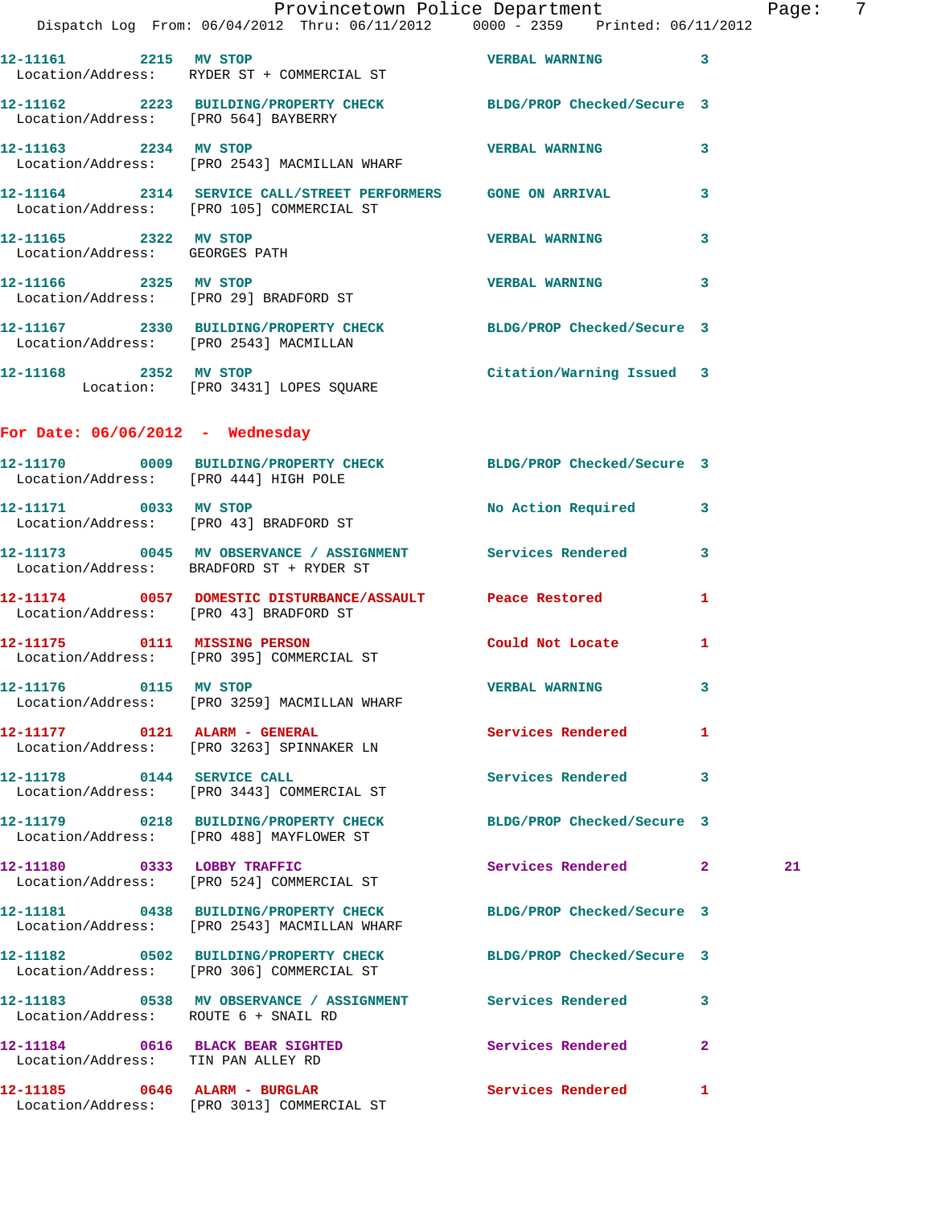12-11161 2215 MV STOP VERBAL WARNING 3
Location/Address: RYDER ST + COMMERCIAL ST

12-11162 2223 BUILDING/PROPERTY CHECK BLDG/PROP Checked/Secure 3
Location/Address: [PRO 564] BAYBERRY

12-11163 2234 MV STOP VERBAL WARNING 3
Location/Address: [PRO 2543] MACMILLAN WHARF

12-11164 2314 SERVICE CALL/STREET PERFORMERS GONE ON ARRIVAL 3
Location/Address: [PRO 105] COMMERCIAL ST

12-11165 2322 MV STOP VERBAL WARNING 3
Location/Address: GEORGES PATH

12-11166 2325 MV STOP VERBAL WARNING 3
Location/Address: [PRO 29] BRADFORD ST

12-11167 2330 BUILDING/PROPERTY CHECK BLDG/PROP Checked/Secure 3
Location/Address: [PRO 2543] MACMILLAN

12-11168 2352 MV STOP Citation/Warning Issued 3
Location: [PRO 3431] LOPES SQUARE

## For Date: 06/06/2012 - Wednesday

12-11170 0009 BUILDING/PROPERTY CHECK BLDG/PROP Checked/Secure 3
Location/Address: [PRO 444] HIGH POLE

12-11171 0033 MV STOP No Action Required 3
Location/Address: [PRO 43] BRADFORD ST

12-11173 0045 MV OBSERVANCE / ASSIGNMENT Services Rendered 3
Location/Address: BRADFORD ST + RYDER ST

12-11174 0057 DOMESTIC DISTURBANCE/ASSAULT Peace Restored 1
Location/Address: [PRO 43] BRADFORD ST

12-11175 0111 MISSING PERSON Could Not Locate 1
Location/Address: [PRO 395] COMMERCIAL ST

12-11176 0115 MV STOP VERBAL WARNING 3
Location/Address: [PRO 3259] MACMILLAN WHARF

12-11177 0121 ALARM - GENERAL Services Rendered 1
Location/Address: [PRO 3263] SPINNAKER LN

12-11178 0144 SERVICE CALL Services Rendered 3
Location/Address: [PRO 3443] COMMERCIAL ST

12-11179 0218 BUILDING/PROPERTY CHECK BLDG/PROP Checked/Secure 3
Location/Address: [PRO 488] MAYFLOWER ST

12-11180 0333 LOBBY TRAFFIC Services Rendered 2 21
Location/Address: [PRO 524] COMMERCIAL ST

12-11181 0438 BUILDING/PROPERTY CHECK BLDG/PROP Checked/Secure 3
Location/Address: [PRO 2543] MACMILLAN WHARF

12-11182 0502 BUILDING/PROPERTY CHECK BLDG/PROP Checked/Secure 3
Location/Address: [PRO 306] COMMERCIAL ST

12-11183 0538 MV OBSERVANCE / ASSIGNMENT Services Rendered 3
Location/Address: ROUTE 6 + SNAIL RD

12-11184 0616 BLACK BEAR SIGHTED Services Rendered 2
Location/Address: TIN PAN ALLEY RD

12-11185 0646 ALARM - BURGLAR Services Rendered 1
Location/Address: [PRO 3013] COMMERCIAL ST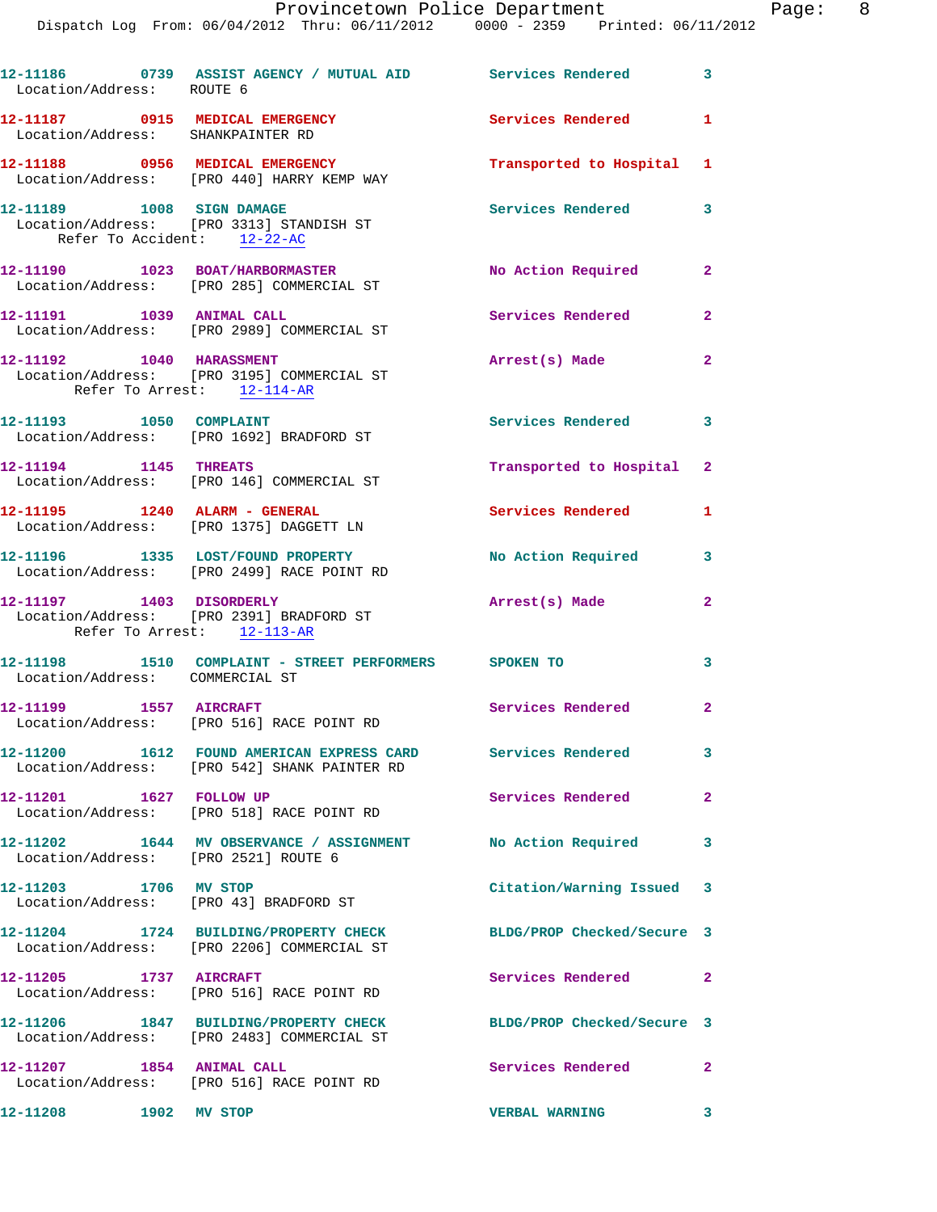12-11186 0739 ASSIST AGENCY / MUTUAL AID Services Rendered 3
Location/Address: ROUTE 6

12-11187 0915 MEDICAL EMERGENCY Services Rendered 1
Location/Address: SHANKPAINTER RD

12-11188 0956 MEDICAL EMERGENCY Transported to Hospital 1
Location/Address: [PRO 440] HARRY KEMP WAY

12-11189 1008 SIGN DAMAGE Services Rendered 3
Location/Address: [PRO 3313] STANDISH ST
Refer To Accident: 12-22-AC

12-11190 1023 BOAT/HARBORMASTER No Action Required 2
Location/Address: [PRO 285] COMMERCIAL ST

12-11191 1039 ANIMAL CALL Services Rendered 2
Location/Address: [PRO 2989] COMMERCIAL ST

12-11192 1040 HARASSMENT Arrest(s) Made 2
Location/Address: [PRO 3195] COMMERCIAL ST
Refer To Arrest: 12-114-AR

12-11193 1050 COMPLAINT Services Rendered 3
Location/Address: [PRO 1692] BRADFORD ST

12-11194 1145 THREATS Transported to Hospital 2
Location/Address: [PRO 146] COMMERCIAL ST

12-11195 1240 ALARM - GENERAL Services Rendered 1
Location/Address: [PRO 1375] DAGGETT LN

12-11196 1335 LOST/FOUND PROPERTY No Action Required 3
Location/Address: [PRO 2499] RACE POINT RD

12-11197 1403 DISORDERLY Arrest(s) Made 2
Location/Address: [PRO 2391] BRADFORD ST
Refer To Arrest: 12-113-AR

12-11198 1510 COMPLAINT - STREET PERFORMERS SPOKEN TO 3
Location/Address: COMMERCIAL ST

12-11199 1557 AIRCRAFT Services Rendered 2
Location/Address: [PRO 516] RACE POINT RD

12-11200 1612 FOUND AMERICAN EXPRESS CARD Services Rendered 3
Location/Address: [PRO 542] SHANK PAINTER RD

12-11201 1627 FOLLOW UP Services Rendered 2
Location/Address: [PRO 518] RACE POINT RD

12-11202 1644 MV OBSERVANCE / ASSIGNMENT No Action Required 3
Location/Address: [PRO 2521] ROUTE 6

12-11203 1706 MV STOP Citation/Warning Issued 3
Location/Address: [PRO 43] BRADFORD ST

12-11204 1724 BUILDING/PROPERTY CHECK BLDG/PROP Checked/Secure 3
Location/Address: [PRO 2206] COMMERCIAL ST

12-11205 1737 AIRCRAFT Services Rendered 2
Location/Address: [PRO 516] RACE POINT RD

12-11206 1847 BUILDING/PROPERTY CHECK BLDG/PROP Checked/Secure 3
Location/Address: [PRO 2483] COMMERCIAL ST

12-11207 1854 ANIMAL CALL Services Rendered 2
Location/Address: [PRO 516] RACE POINT RD

12-11208 1902 MV STOP VERBAL WARNING 3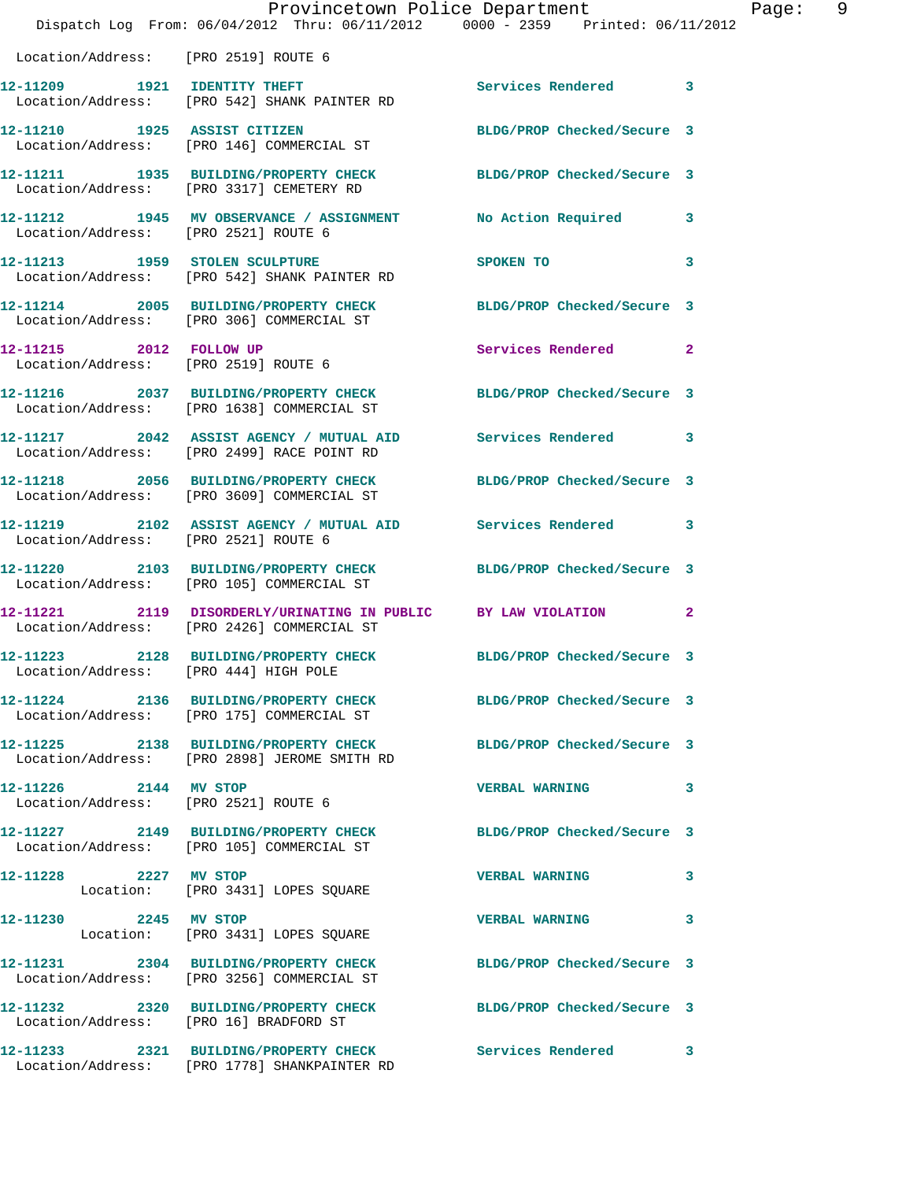Location/Address: [PRO 2519] ROUTE 6

**12-11209 1921 IDENTITY THEFT** Services Rendered 3
Location/Address: [PRO 542] SHANK PAINTER RD

**12-11210 1925 ASSIST CITIZEN** BLDG/PROP Checked/Secure 3
Location/Address: [PRO 146] COMMERCIAL ST

**12-11211 1935 BUILDING/PROPERTY CHECK** BLDG/PROP Checked/Secure 3
Location/Address: [PRO 3317] CEMETERY RD

**12-11212 1945 MV OBSERVANCE / ASSIGNMENT** No Action Required 3
Location/Address: [PRO 2521] ROUTE 6

**12-11213 1959 STOLEN SCULPTURE** SPOKEN TO 3
Location/Address: [PRO 542] SHANK PAINTER RD

**12-11214 2005 BUILDING/PROPERTY CHECK** BLDG/PROP Checked/Secure 3
Location/Address: [PRO 306] COMMERCIAL ST

**12-11215 2012 FOLLOW UP** Services Rendered 2
Location/Address: [PRO 2519] ROUTE 6

**12-11216 2037 BUILDING/PROPERTY CHECK** BLDG/PROP Checked/Secure 3
Location/Address: [PRO 1638] COMMERCIAL ST

**12-11217 2042 ASSIST AGENCY / MUTUAL AID** Services Rendered 3
Location/Address: [PRO 2499] RACE POINT RD

**12-11218 2056 BUILDING/PROPERTY CHECK** BLDG/PROP Checked/Secure 3
Location/Address: [PRO 3609] COMMERCIAL ST

**12-11219 2102 ASSIST AGENCY / MUTUAL AID** Services Rendered 3
Location/Address: [PRO 2521] ROUTE 6

**12-11220 2103 BUILDING/PROPERTY CHECK** BLDG/PROP Checked/Secure 3
Location/Address: [PRO 105] COMMERCIAL ST

**12-11221 2119 DISORDERLY/URINATING IN PUBLIC** BY LAW VIOLATION 2
Location/Address: [PRO 2426] COMMERCIAL ST

**12-11223 2128 BUILDING/PROPERTY CHECK** BLDG/PROP Checked/Secure 3
Location/Address: [PRO 444] HIGH POLE

**12-11224 2136 BUILDING/PROPERTY CHECK** BLDG/PROP Checked/Secure 3
Location/Address: [PRO 175] COMMERCIAL ST

**12-11225 2138 BUILDING/PROPERTY CHECK** BLDG/PROP Checked/Secure 3
Location/Address: [PRO 2898] JEROME SMITH RD

**12-11226 2144 MV STOP** VERBAL WARNING 3
Location/Address: [PRO 2521] ROUTE 6

**12-11227 2149 BUILDING/PROPERTY CHECK** BLDG/PROP Checked/Secure 3
Location/Address: [PRO 105] COMMERCIAL ST

**12-11228 2227 MV STOP** VERBAL WARNING 3
Location: [PRO 3431] LOPES SQUARE

**12-11230 2245 MV STOP** VERBAL WARNING 3
Location: [PRO 3431] LOPES SQUARE

**12-11231 2304 BUILDING/PROPERTY CHECK** BLDG/PROP Checked/Secure 3
Location/Address: [PRO 3256] COMMERCIAL ST

**12-11232 2320 BUILDING/PROPERTY CHECK** BLDG/PROP Checked/Secure 3
Location/Address: [PRO 16] BRADFORD ST

**12-11233 2321 BUILDING/PROPERTY CHECK** Services Rendered 3
Location/Address: [PRO 1778] SHANKPAINTER RD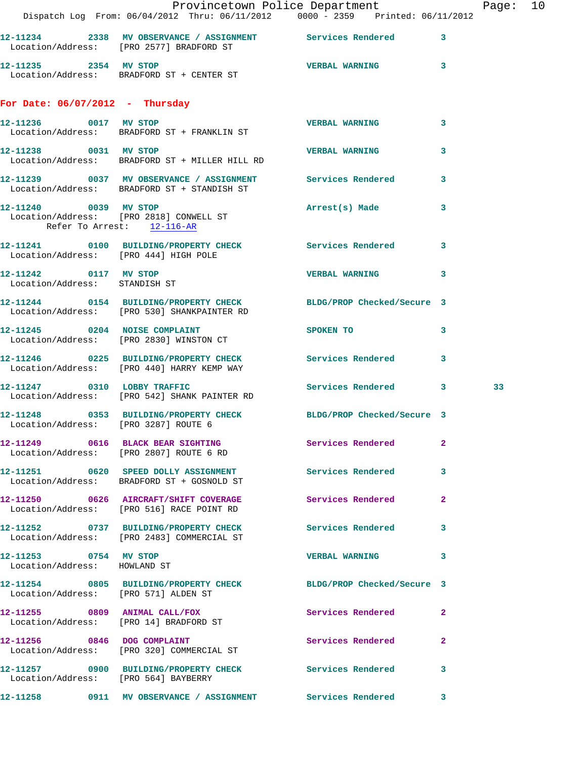12-11234 2338 MV OBSERVANCE / ASSIGNMENT Services Rendered 3
Location/Address: [PRO 2577] BRADFORD ST

12-11235 2354 MV STOP VERBAL WARNING 3
Location/Address: BRADFORD ST + CENTER ST

## For Date: 06/07/2012 - Thursday

12-11236 0017 MV STOP VERBAL WARNING 3
Location/Address: BRADFORD ST + FRANKLIN ST

12-11238 0031 MV STOP VERBAL WARNING 3
Location/Address: BRADFORD ST + MILLER HILL RD

12-11239 0037 MV OBSERVANCE / ASSIGNMENT Services Rendered 3
Location/Address: BRADFORD ST + STANDISH ST

12-11240 0039 MV STOP Arrest(s) Made 3
Location/Address: [PRO 2818] CONWELL ST
Refer To Arrest: 12-116-AR

12-11241 0100 BUILDING/PROPERTY CHECK Services Rendered 3
Location/Address: [PRO 444] HIGH POLE

12-11242 0117 MV STOP VERBAL WARNING 3
Location/Address: STANDISH ST

12-11244 0154 BUILDING/PROPERTY CHECK BLDG/PROP Checked/Secure 3
Location/Address: [PRO 530] SHANKPAINTER RD

12-11245 0204 NOISE COMPLAINT SPOKEN TO 3
Location/Address: [PRO 2830] WINSTON CT

12-11246 0225 BUILDING/PROPERTY CHECK Services Rendered 3
Location/Address: [PRO 440] HARRY KEMP WAY

12-11247 0310 LOBBY TRAFFIC Services Rendered 3 33
Location/Address: [PRO 542] SHANK PAINTER RD

12-11248 0353 BUILDING/PROPERTY CHECK BLDG/PROP Checked/Secure 3
Location/Address: [PRO 3287] ROUTE 6

12-11249 0616 BLACK BEAR SIGHTING Services Rendered 2
Location/Address: [PRO 2807] ROUTE 6 RD

12-11251 0620 SPEED DOLLY ASSIGNMENT Services Rendered 3
Location/Address: BRADFORD ST + GOSNOLD ST

12-11250 0626 AIRCRAFT/SHIFT COVERAGE Services Rendered 2
Location/Address: [PRO 516] RACE POINT RD

12-11252 0737 BUILDING/PROPERTY CHECK Services Rendered 3
Location/Address: [PRO 2483] COMMERCIAL ST

12-11253 0754 MV STOP VERBAL WARNING 3
Location/Address: HOWLAND ST

12-11254 0805 BUILDING/PROPERTY CHECK BLDG/PROP Checked/Secure 3
Location/Address: [PRO 571] ALDEN ST

12-11255 0809 ANIMAL CALL/FOX Services Rendered 2
Location/Address: [PRO 14] BRADFORD ST

12-11256 0846 DOG COMPLAINT Services Rendered 2
Location/Address: [PRO 320] COMMERCIAL ST

12-11257 0900 BUILDING/PROPERTY CHECK Services Rendered 3
Location/Address: [PRO 564] BAYBERRY

12-11258 0911 MV OBSERVANCE / ASSIGNMENT Services Rendered 3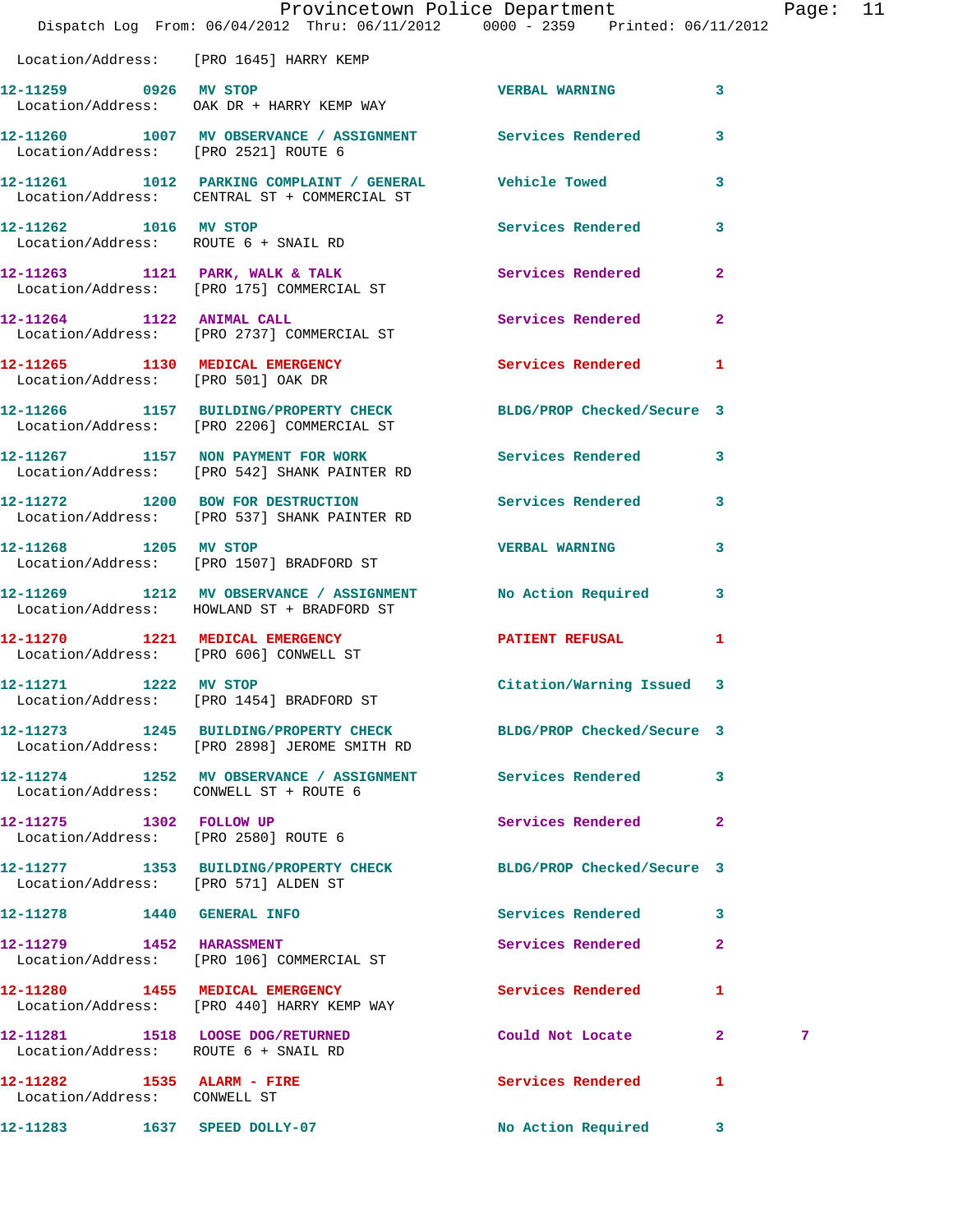Location/Address: [PRO 1645] HARRY KEMP

| Call # | Time | Call Reason | Action | Priority | |
|---|---|---|---|---|---|
| 12-11259 | 0926 | MV STOP | VERBAL WARNING | 3 | |
| Location/Address: OAK DR + HARRY KEMP WAY | | | | | |
| 12-11260 | 1007 | MV OBSERVANCE / ASSIGNMENT | Services Rendered | 3 | |
| Location/Address: [PRO 2521] ROUTE 6 | | | | | |
| 12-11261 | 1012 | PARKING COMPLAINT / GENERAL | Vehicle Towed | 3 | |
| Location/Address: CENTRAL ST + COMMERCIAL ST | | | | | |
| 12-11262 | 1016 | MV STOP | Services Rendered | 3 | |
| Location/Address: ROUTE 6 + SNAIL RD | | | | | |
| 12-11263 | 1121 | PARK, WALK & TALK | Services Rendered | 2 | |
| Location/Address: [PRO 175] COMMERCIAL ST | | | | | |
| 12-11264 | 1122 | ANIMAL CALL | Services Rendered | 2 | |
| Location/Address: [PRO 2737] COMMERCIAL ST | | | | | |
| 12-11265 | 1130 | MEDICAL EMERGENCY | Services Rendered | 1 | |
| Location/Address: [PRO 501] OAK DR | | | | | |
| 12-11266 | 1157 | BUILDING/PROPERTY CHECK | BLDG/PROP Checked/Secure | 3 | |
| Location/Address: [PRO 2206] COMMERCIAL ST | | | | | |
| 12-11267 | 1157 | NON PAYMENT FOR WORK | Services Rendered | 3 | |
| Location/Address: [PRO 542] SHANK PAINTER RD | | | | | |
| 12-11272 | 1200 | BOW FOR DESTRUCTION | Services Rendered | 3 | |
| Location/Address: [PRO 537] SHANK PAINTER RD | | | | | |
| 12-11268 | 1205 | MV STOP | VERBAL WARNING | 3 | |
| Location/Address: [PRO 1507] BRADFORD ST | | | | | |
| 12-11269 | 1212 | MV OBSERVANCE / ASSIGNMENT | No Action Required | 3 | |
| Location/Address: HOWLAND ST + BRADFORD ST | | | | | |
| 12-11270 | 1221 | MEDICAL EMERGENCY | PATIENT REFUSAL | 1 | |
| Location/Address: [PRO 606] CONWELL ST | | | | | |
| 12-11271 | 1222 | MV STOP | Citation/Warning Issued | 3 | |
| Location/Address: [PRO 1454] BRADFORD ST | | | | | |
| 12-11273 | 1245 | BUILDING/PROPERTY CHECK | BLDG/PROP Checked/Secure | 3 | |
| Location/Address: [PRO 2898] JEROME SMITH RD | | | | | |
| 12-11274 | 1252 | MV OBSERVANCE / ASSIGNMENT | Services Rendered | 3 | |
| Location/Address: CONWELL ST + ROUTE 6 | | | | | |
| 12-11275 | 1302 | FOLLOW UP | Services Rendered | 2 | |
| Location/Address: [PRO 2580] ROUTE 6 | | | | | |
| 12-11277 | 1353 | BUILDING/PROPERTY CHECK | BLDG/PROP Checked/Secure | 3 | |
| Location/Address: [PRO 571] ALDEN ST | | | | | |
| 12-11278 | 1440 | GENERAL INFO | Services Rendered | 3 | |
| 12-11279 | 1452 | HARASSMENT | Services Rendered | 2 | |
| Location/Address: [PRO 106] COMMERCIAL ST | | | | | |
| 12-11280 | 1455 | MEDICAL EMERGENCY | Services Rendered | 1 | |
| Location/Address: [PRO 440] HARRY KEMP WAY | | | | | |
| 12-11281 | 1518 | LOOSE DOG/RETURNED | Could Not Locate | 2 | 7 |
| Location/Address: ROUTE 6 + SNAIL RD | | | | | |
| 12-11282 | 1535 | ALARM - FIRE | Services Rendered | 1 | |
| Location/Address: CONWELL ST | | | | | |
| 12-11283 | 1637 | SPEED DOLLY-07 | No Action Required | 3 | |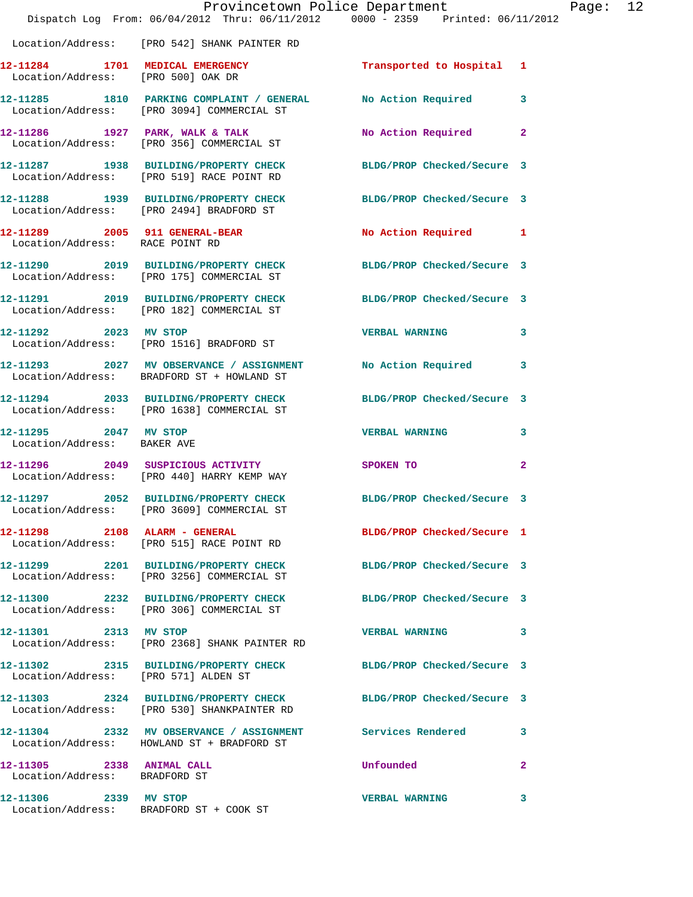Location/Address: [PRO 542] SHANK PAINTER RD

| Call Number | Time | Call Reason | Action | Priority |
|---|---|---|---|---|
| 12-11284 | 1701 | MEDICAL EMERGENCY | Transported to Hospital | 1 |
| Location/Address: [PRO 500] OAK DR | | | | |
| 12-11285 | 1810 | PARKING COMPLAINT / GENERAL | No Action Required | 3 |
| Location/Address: [PRO 3094] COMMERCIAL ST | | | | |
| 12-11286 | 1927 | PARK, WALK & TALK | No Action Required | 2 |
| Location/Address: [PRO 356] COMMERCIAL ST | | | | |
| 12-11287 | 1938 | BUILDING/PROPERTY CHECK | BLDG/PROP Checked/Secure | 3 |
| Location/Address: [PRO 519] RACE POINT RD | | | | |
| 12-11288 | 1939 | BUILDING/PROPERTY CHECK | BLDG/PROP Checked/Secure | 3 |
| Location/Address: [PRO 2494] BRADFORD ST | | | | |
| 12-11289 | 2005 | 911 GENERAL-BEAR | No Action Required | 1 |
| Location/Address: RACE POINT RD | | | | |
| 12-11290 | 2019 | BUILDING/PROPERTY CHECK | BLDG/PROP Checked/Secure | 3 |
| Location/Address: [PRO 175] COMMERCIAL ST | | | | |
| 12-11291 | 2019 | BUILDING/PROPERTY CHECK | BLDG/PROP Checked/Secure | 3 |
| Location/Address: [PRO 182] COMMERCIAL ST | | | | |
| 12-11292 | 2023 | MV STOP | VERBAL WARNING | 3 |
| Location/Address: [PRO 1516] BRADFORD ST | | | | |
| 12-11293 | 2027 | MV OBSERVANCE / ASSIGNMENT | No Action Required | 3 |
| Location/Address: BRADFORD ST + HOWLAND ST | | | | |
| 12-11294 | 2033 | BUILDING/PROPERTY CHECK | BLDG/PROP Checked/Secure | 3 |
| Location/Address: [PRO 1638] COMMERCIAL ST | | | | |
| 12-11295 | 2047 | MV STOP | VERBAL WARNING | 3 |
| Location/Address: BAKER AVE | | | | |
| 12-11296 | 2049 | SUSPICIOUS ACTIVITY | SPOKEN TO | 2 |
| Location/Address: [PRO 440] HARRY KEMP WAY | | | | |
| 12-11297 | 2052 | BUILDING/PROPERTY CHECK | BLDG/PROP Checked/Secure | 3 |
| Location/Address: [PRO 3609] COMMERCIAL ST | | | | |
| 12-11298 | 2108 | ALARM - GENERAL | BLDG/PROP Checked/Secure | 1 |
| Location/Address: [PRO 515] RACE POINT RD | | | | |
| 12-11299 | 2201 | BUILDING/PROPERTY CHECK | BLDG/PROP Checked/Secure | 3 |
| Location/Address: [PRO 3256] COMMERCIAL ST | | | | |
| 12-11300 | 2232 | BUILDING/PROPERTY CHECK | BLDG/PROP Checked/Secure | 3 |
| Location/Address: [PRO 306] COMMERCIAL ST | | | | |
| 12-11301 | 2313 | MV STOP | VERBAL WARNING | 3 |
| Location/Address: [PRO 2368] SHANK PAINTER RD | | | | |
| 12-11302 | 2315 | BUILDING/PROPERTY CHECK | BLDG/PROP Checked/Secure | 3 |
| Location/Address: [PRO 571] ALDEN ST | | | | |
| 12-11303 | 2324 | BUILDING/PROPERTY CHECK | BLDG/PROP Checked/Secure | 3 |
| Location/Address: [PRO 530] SHANKPAINTER RD | | | | |
| 12-11304 | 2332 | MV OBSERVANCE / ASSIGNMENT | Services Rendered | 3 |
| Location/Address: HOWLAND ST + BRADFORD ST | | | | |
| 12-11305 | 2338 | ANIMAL CALL | Unfounded | 2 |
| Location/Address: BRADFORD ST | | | | |
| 12-11306 | 2339 | MV STOP | VERBAL WARNING | 3 |
| Location/Address: BRADFORD ST + COOK ST | | | | |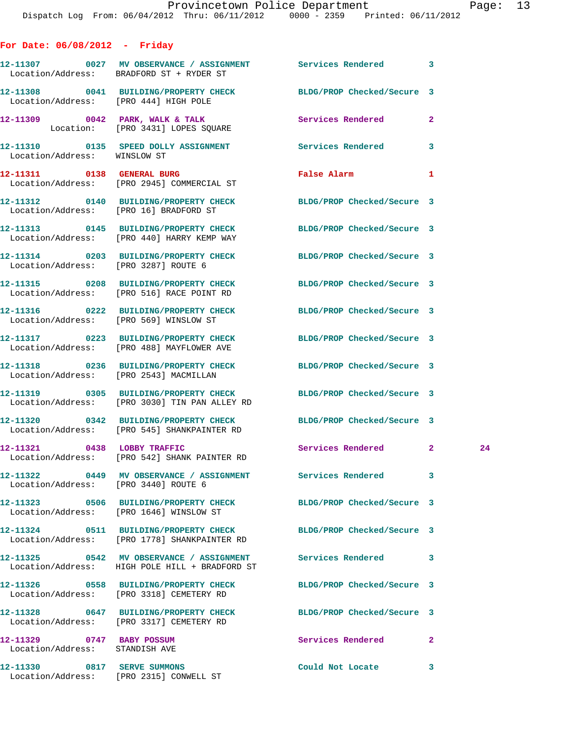## For Date: 06/08/2012 - Friday

| Call Number | Time | Call Reason | Action | Priority | |
|---|---|---|---|---|---|
| 12-11307 | 0027 | MV OBSERVANCE / ASSIGNMENT | Services Rendered | 3 | |
| Location/Address: BRADFORD ST + RYDER ST | | | | | |
| 12-11308 | 0041 | BUILDING/PROPERTY CHECK | BLDG/PROP Checked/Secure | 3 | |
| Location/Address: [PRO 444] HIGH POLE | | | | | |
| 12-11309 | 0042 | PARK, WALK & TALK | Services Rendered | 2 | |
| Location: [PRO 3431] LOPES SQUARE | | | | | |
| 12-11310 | 0135 | SPEED DOLLY ASSIGNMENT | Services Rendered | 3 | |
| Location/Address: WINSLOW ST | | | | | |
| 12-11311 | 0138 | GENERAL BURG | False Alarm | 1 | |
| Location/Address: [PRO 2945] COMMERCIAL ST | | | | | |
| 12-11312 | 0140 | BUILDING/PROPERTY CHECK | BLDG/PROP Checked/Secure | 3 | |
| Location/Address: [PRO 16] BRADFORD ST | | | | | |
| 12-11313 | 0145 | BUILDING/PROPERTY CHECK | BLDG/PROP Checked/Secure | 3 | |
| Location/Address: [PRO 440] HARRY KEMP WAY | | | | | |
| 12-11314 | 0203 | BUILDING/PROPERTY CHECK | BLDG/PROP Checked/Secure | 3 | |
| Location/Address: [PRO 3287] ROUTE 6 | | | | | |
| 12-11315 | 0208 | BUILDING/PROPERTY CHECK | BLDG/PROP Checked/Secure | 3 | |
| Location/Address: [PRO 516] RACE POINT RD | | | | | |
| 12-11316 | 0222 | BUILDING/PROPERTY CHECK | BLDG/PROP Checked/Secure | 3 | |
| Location/Address: [PRO 569] WINSLOW ST | | | | | |
| 12-11317 | 0223 | BUILDING/PROPERTY CHECK | BLDG/PROP Checked/Secure | 3 | |
| Location/Address: [PRO 488] MAYFLOWER AVE | | | | | |
| 12-11318 | 0236 | BUILDING/PROPERTY CHECK | BLDG/PROP Checked/Secure | 3 | |
| Location/Address: [PRO 2543] MACMILLAN | | | | | |
| 12-11319 | 0305 | BUILDING/PROPERTY CHECK | BLDG/PROP Checked/Secure | 3 | |
| Location/Address: [PRO 3030] TIN PAN ALLEY RD | | | | | |
| 12-11320 | 0342 | BUILDING/PROPERTY CHECK | BLDG/PROP Checked/Secure | 3 | |
| Location/Address: [PRO 545] SHANKPAINTER RD | | | | | |
| 12-11321 | 0438 | LOBBY TRAFFIC | Services Rendered | 2 | 24 |
| Location/Address: [PRO 542] SHANK PAINTER RD | | | | | |
| 12-11322 | 0449 | MV OBSERVANCE / ASSIGNMENT | Services Rendered | 3 | |
| Location/Address: [PRO 3440] ROUTE 6 | | | | | |
| 12-11323 | 0506 | BUILDING/PROPERTY CHECK | BLDG/PROP Checked/Secure | 3 | |
| Location/Address: [PRO 1646] WINSLOW ST | | | | | |
| 12-11324 | 0511 | BUILDING/PROPERTY CHECK | BLDG/PROP Checked/Secure | 3 | |
| Location/Address: [PRO 1778] SHANKPAINTER RD | | | | | |
| 12-11325 | 0542 | MV OBSERVANCE / ASSIGNMENT | Services Rendered | 3 | |
| Location/Address: HIGH POLE HILL + BRADFORD ST | | | | | |
| 12-11326 | 0558 | BUILDING/PROPERTY CHECK | BLDG/PROP Checked/Secure | 3 | |
| Location/Address: [PRO 3318] CEMETERY RD | | | | | |
| 12-11328 | 0647 | BUILDING/PROPERTY CHECK | BLDG/PROP Checked/Secure | 3 | |
| Location/Address: [PRO 3317] CEMETERY RD | | | | | |
| 12-11329 | 0747 | BABY POSSUM | Services Rendered | 2 | |
| Location/Address: STANDISH AVE | | | | | |
| 12-11330 | 0817 | SERVE SUMMONS | Could Not Locate | 3 | |
| Location/Address: [PRO 2315] CONWELL ST | | | | | |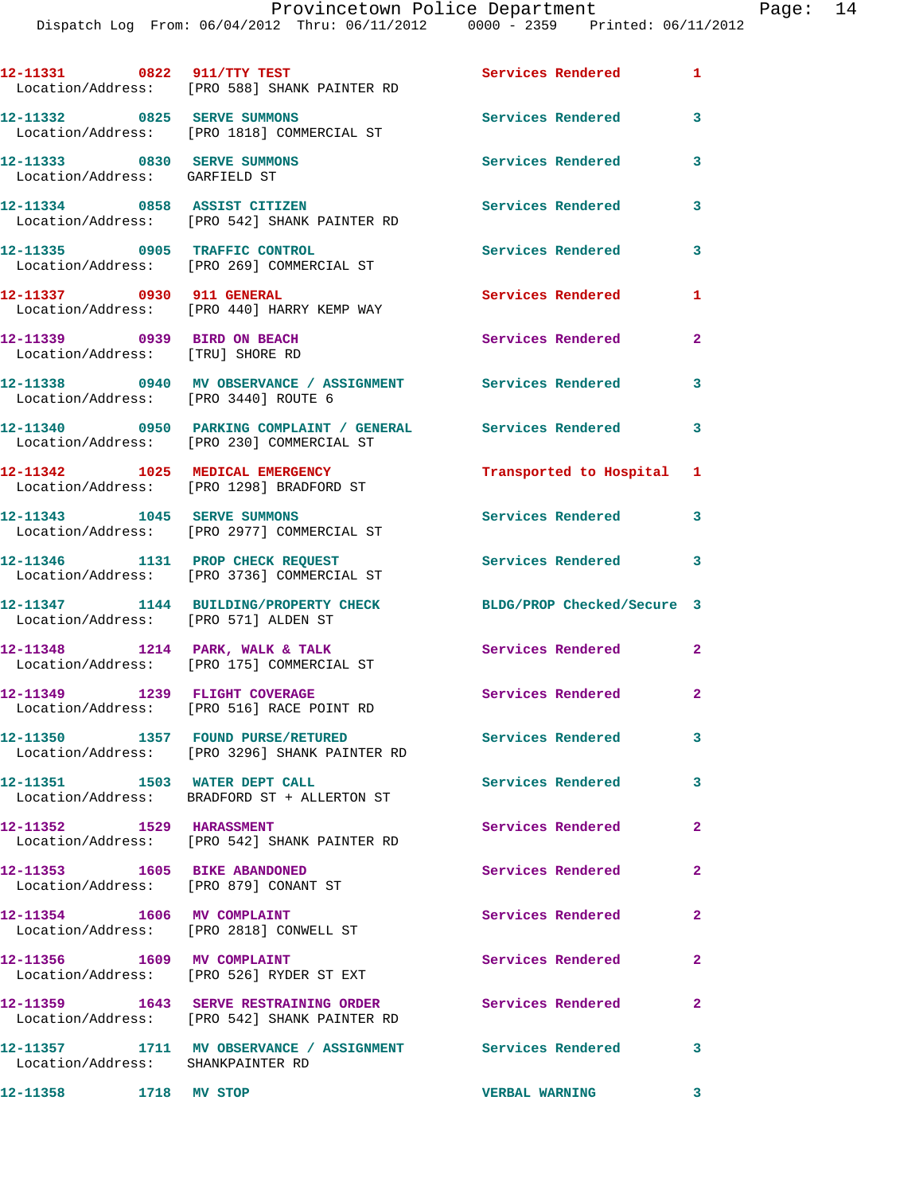12-11331 0822 911/TTY TEST Services Rendered 1
Location/Address: [PRO 588] SHANK PAINTER RD

12-11332 0825 SERVE SUMMONS Services Rendered 3
Location/Address: [PRO 1818] COMMERCIAL ST

12-11333 0830 SERVE SUMMONS Services Rendered 3
Location/Address: GARFIELD ST

12-11334 0858 ASSIST CITIZEN Services Rendered 3
Location/Address: [PRO 542] SHANK PAINTER RD

12-11335 0905 TRAFFIC CONTROL Services Rendered 3
Location/Address: [PRO 269] COMMERCIAL ST

12-11337 0930 911 GENERAL Services Rendered 1
Location/Address: [PRO 440] HARRY KEMP WAY

12-11339 0939 BIRD ON BEACH Services Rendered 2
Location/Address: [TRU] SHORE RD

12-11338 0940 MV OBSERVANCE / ASSIGNMENT Services Rendered 3
Location/Address: [PRO 3440] ROUTE 6

12-11340 0950 PARKING COMPLAINT / GENERAL Services Rendered 3
Location/Address: [PRO 230] COMMERCIAL ST

12-11342 1025 MEDICAL EMERGENCY Transported to Hospital 1
Location/Address: [PRO 1298] BRADFORD ST

12-11343 1045 SERVE SUMMONS Services Rendered 3
Location/Address: [PRO 2977] COMMERCIAL ST

12-11346 1131 PROP CHECK REQUEST Services Rendered 3
Location/Address: [PRO 3736] COMMERCIAL ST

12-11347 1144 BUILDING/PROPERTY CHECK BLDG/PROP Checked/Secure 3
Location/Address: [PRO 571] ALDEN ST

12-11348 1214 PARK, WALK & TALK Services Rendered 2
Location/Address: [PRO 175] COMMERCIAL ST

12-11349 1239 FLIGHT COVERAGE Services Rendered 2
Location/Address: [PRO 516] RACE POINT RD

12-11350 1357 FOUND PURSE/RETURED Services Rendered 3
Location/Address: [PRO 3296] SHANK PAINTER RD

12-11351 1503 WATER DEPT CALL Services Rendered 3
Location/Address: BRADFORD ST + ALLERTON ST

12-11352 1529 HARASSMENT Services Rendered 2
Location/Address: [PRO 542] SHANK PAINTER RD

12-11353 1605 BIKE ABANDONED Services Rendered 2
Location/Address: [PRO 879] CONANT ST

12-11354 1606 MV COMPLAINT Services Rendered 2
Location/Address: [PRO 2818] CONWELL ST

12-11356 1609 MV COMPLAINT Services Rendered 2
Location/Address: [PRO 526] RYDER ST EXT

12-11359 1643 SERVE RESTRAINING ORDER Services Rendered 2
Location/Address: [PRO 542] SHANK PAINTER RD

12-11357 1711 MV OBSERVANCE / ASSIGNMENT Services Rendered 3
Location/Address: SHANKPAINTER RD

12-11358 1718 MV STOP VERBAL WARNING 3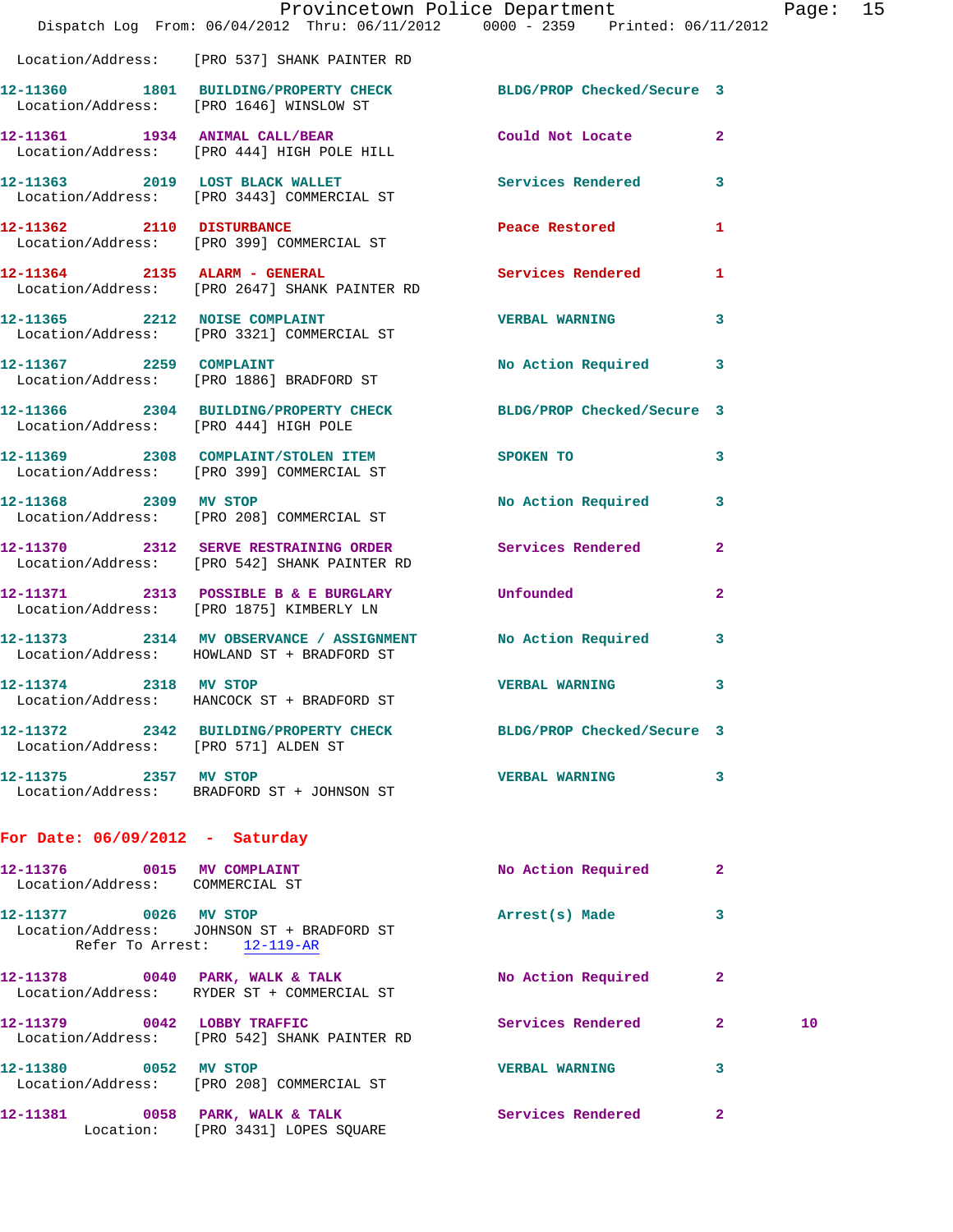Location/Address: [PRO 537] SHANK PAINTER RD

**12-11360** 1801 **BUILDING/PROPERTY CHECK** BLDG/PROP Checked/Secure 3
Location/Address: [PRO 1646] WINSLOW ST

**12-11361** 1934 **ANIMAL CALL/BEAR** Could Not Locate 2
Location/Address: [PRO 444] HIGH POLE HILL

**12-11363** 2019 **LOST BLACK WALLET** Services Rendered 3
Location/Address: [PRO 3443] COMMERCIAL ST

**12-11362** 2110 **DISTURBANCE** Peace Restored 1
Location/Address: [PRO 399] COMMERCIAL ST

**12-11364** 2135 **ALARM - GENERAL** Services Rendered 1
Location/Address: [PRO 2647] SHANK PAINTER RD

**12-11365** 2212 **NOISE COMPLAINT** VERBAL WARNING 3
Location/Address: [PRO 3321] COMMERCIAL ST

**12-11367** 2259 **COMPLAINT** No Action Required 3
Location/Address: [PRO 1886] BRADFORD ST

**12-11366** 2304 **BUILDING/PROPERTY CHECK** BLDG/PROP Checked/Secure 3
Location/Address: [PRO 444] HIGH POLE

**12-11369** 2308 **COMPLAINT/STOLEN ITEM** SPOKEN TO 3
Location/Address: [PRO 399] COMMERCIAL ST

**12-11368** 2309 **MV STOP** No Action Required 3
Location/Address: [PRO 208] COMMERCIAL ST

**12-11370** 2312 **SERVE RESTRAINING ORDER** Services Rendered 2
Location/Address: [PRO 542] SHANK PAINTER RD

**12-11371** 2313 **POSSIBLE B & E BURGLARY** Unfounded 2
Location/Address: [PRO 1875] KIMBERLY LN

**12-11373** 2314 **MV OBSERVANCE / ASSIGNMENT** No Action Required 3
Location/Address: HOWLAND ST + BRADFORD ST

**12-11374** 2318 **MV STOP** VERBAL WARNING 3
Location/Address: HANCOCK ST + BRADFORD ST

**12-11372** 2342 **BUILDING/PROPERTY CHECK** BLDG/PROP Checked/Secure 3
Location/Address: [PRO 571] ALDEN ST

**12-11375** 2357 **MV STOP** VERBAL WARNING 3
Location/Address: BRADFORD ST + JOHNSON ST

## For Date: 06/09/2012 - Saturday

**12-11376** 0015 **MV COMPLAINT** No Action Required 2
Location/Address: COMMERCIAL ST

**12-11377** 0026 **MV STOP** Arrest(s) Made 3
Location/Address: JOHNSON ST + BRADFORD ST
Refer To Arrest: 12-119-AR

**12-11378** 0040 **PARK, WALK & TALK** No Action Required 2
Location/Address: RYDER ST + COMMERCIAL ST

**12-11379** 0042 **LOBBY TRAFFIC** Services Rendered 2 10
Location/Address: [PRO 542] SHANK PAINTER RD

**12-11380** 0052 **MV STOP** VERBAL WARNING 3
Location/Address: [PRO 208] COMMERCIAL ST

**12-11381** 0058 **PARK, WALK & TALK** Services Rendered 2
Location: [PRO 3431] LOPES SQUARE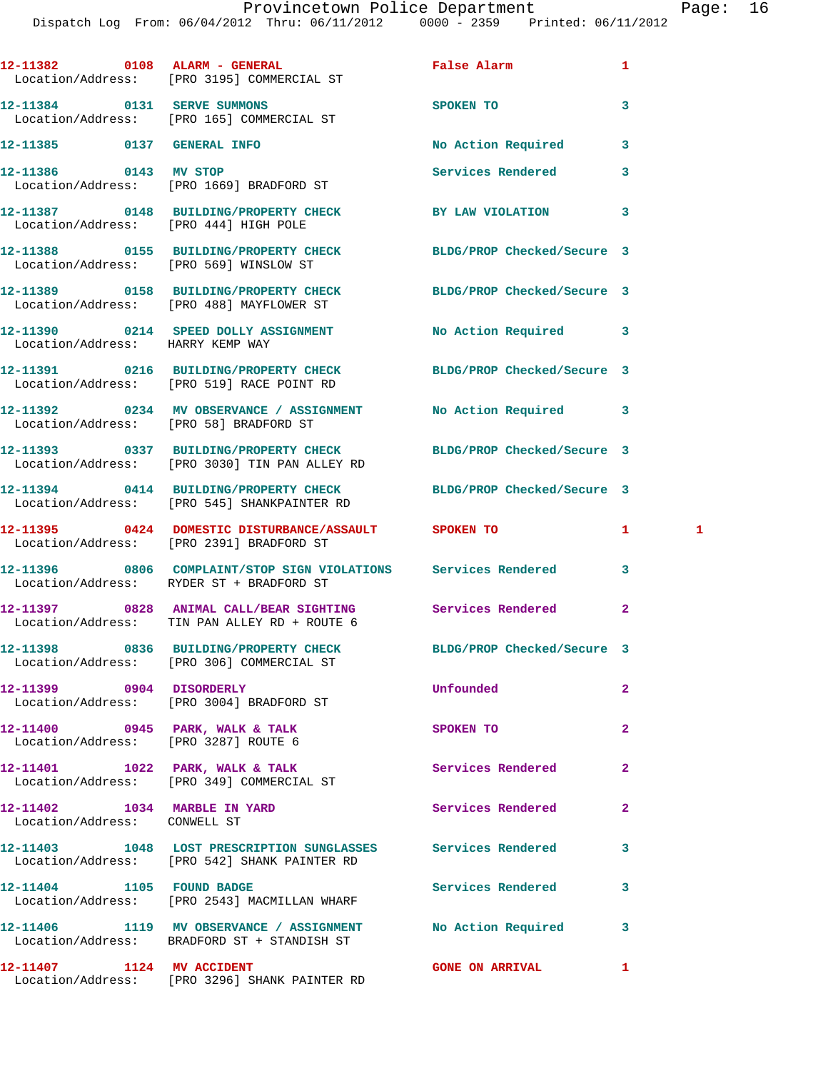12-11382 0108 ALARM - GENERAL False Alarm 1
Location/Address: [PRO 3195] COMMERCIAL ST

12-11384 0131 SERVE SUMMONS SPOKEN TO 3
Location/Address: [PRO 165] COMMERCIAL ST

12-11385 0137 GENERAL INFO No Action Required 3

12-11386 0143 MV STOP Services Rendered 3
Location/Address: [PRO 1669] BRADFORD ST

12-11387 0148 BUILDING/PROPERTY CHECK BY LAW VIOLATION 3
Location/Address: [PRO 444] HIGH POLE

12-11388 0155 BUILDING/PROPERTY CHECK BLDG/PROP Checked/Secure 3
Location/Address: [PRO 569] WINSLOW ST

12-11389 0158 BUILDING/PROPERTY CHECK BLDG/PROP Checked/Secure 3
Location/Address: [PRO 488] MAYFLOWER ST

12-11390 0214 SPEED DOLLY ASSIGNMENT No Action Required 3
Location/Address: HARRY KEMP WAY

12-11391 0216 BUILDING/PROPERTY CHECK BLDG/PROP Checked/Secure 3
Location/Address: [PRO 519] RACE POINT RD

12-11392 0234 MV OBSERVANCE / ASSIGNMENT No Action Required 3
Location/Address: [PRO 58] BRADFORD ST

12-11393 0337 BUILDING/PROPERTY CHECK BLDG/PROP Checked/Secure 3
Location/Address: [PRO 3030] TIN PAN ALLEY RD

12-11394 0414 BUILDING/PROPERTY CHECK BLDG/PROP Checked/Secure 3
Location/Address: [PRO 545] SHANKPAINTER RD

12-11395 0424 DOMESTIC DISTURBANCE/ASSAULT SPOKEN TO 1 1
Location/Address: [PRO 2391] BRADFORD ST

12-11396 0806 COMPLAINT/STOP SIGN VIOLATIONS Services Rendered 3
Location/Address: RYDER ST + BRADFORD ST

12-11397 0828 ANIMAL CALL/BEAR SIGHTING Services Rendered 2
Location/Address: TIN PAN ALLEY RD + ROUTE 6

12-11398 0836 BUILDING/PROPERTY CHECK BLDG/PROP Checked/Secure 3
Location/Address: [PRO 306] COMMERCIAL ST

12-11399 0904 DISORDERLY Unfounded 2
Location/Address: [PRO 3004] BRADFORD ST

12-11400 0945 PARK, WALK & TALK SPOKEN TO 2
Location/Address: [PRO 3287] ROUTE 6

12-11401 1022 PARK, WALK & TALK Services Rendered 2
Location/Address: [PRO 349] COMMERCIAL ST

12-11402 1034 MARBLE IN YARD Services Rendered 2
Location/Address: CONWELL ST

12-11403 1048 LOST PRESCRIPTION SUNGLASSES Services Rendered 3
Location/Address: [PRO 542] SHANK PAINTER RD

12-11404 1105 FOUND BADGE Services Rendered 3
Location/Address: [PRO 2543] MACMILLAN WHARF

12-11406 1119 MV OBSERVANCE / ASSIGNMENT No Action Required 3
Location/Address: BRADFORD ST + STANDISH ST

12-11407 1124 MV ACCIDENT GONE ON ARRIVAL 1
Location/Address: [PRO 3296] SHANK PAINTER RD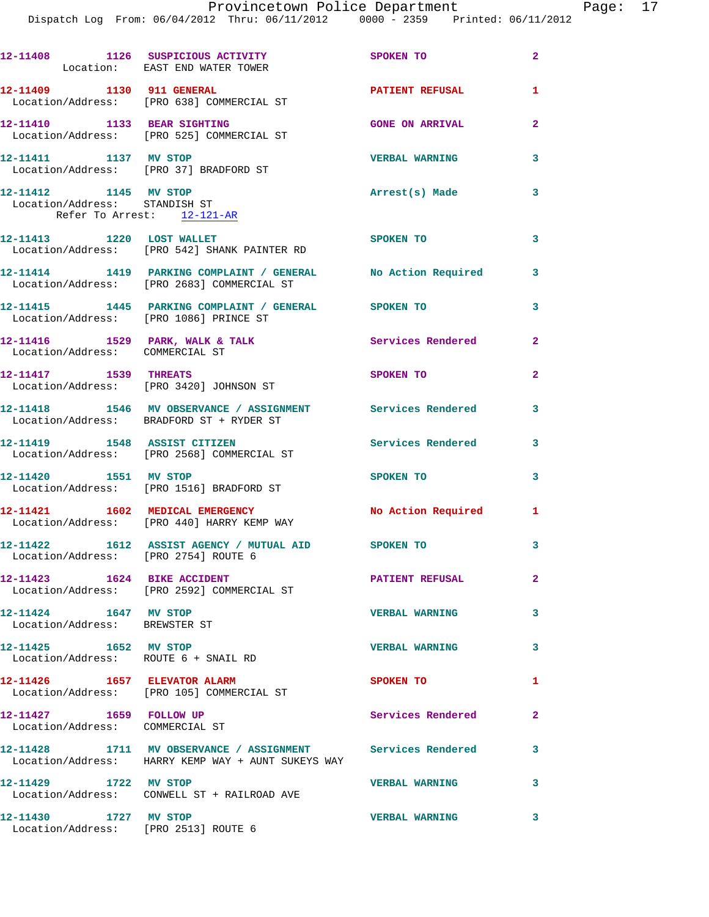12-11408 1126 SUSPICIOUS ACTIVITY SPOKEN TO 2
Location: EAST END WATER TOWER

12-11409 1130 911 GENERAL PATIENT REFUSAL 1
Location/Address: [PRO 638] COMMERCIAL ST

12-11410 1133 BEAR SIGHTING GONE ON ARRIVAL 2
Location/Address: [PRO 525] COMMERCIAL ST

12-11411 1137 MV STOP VERBAL WARNING 3
Location/Address: [PRO 37] BRADFORD ST

12-11412 1145 MV STOP Arrest(s) Made 3
Location/Address: STANDISH ST
Refer To Arrest: 12-121-AR

12-11413 1220 LOST WALLET SPOKEN TO 3
Location/Address: [PRO 542] SHANK PAINTER RD

12-11414 1419 PARKING COMPLAINT / GENERAL No Action Required 3
Location/Address: [PRO 2683] COMMERCIAL ST

12-11415 1445 PARKING COMPLAINT / GENERAL SPOKEN TO 3
Location/Address: [PRO 1086] PRINCE ST

12-11416 1529 PARK, WALK & TALK Services Rendered 2
Location/Address: COMMERCIAL ST

12-11417 1539 THREATS SPOKEN TO 2
Location/Address: [PRO 3420] JOHNSON ST

12-11418 1546 MV OBSERVANCE / ASSIGNMENT Services Rendered 3
Location/Address: BRADFORD ST + RYDER ST

12-11419 1548 ASSIST CITIZEN Services Rendered 3
Location/Address: [PRO 2568] COMMERCIAL ST

12-11420 1551 MV STOP SPOKEN TO 3
Location/Address: [PRO 1516] BRADFORD ST

12-11421 1602 MEDICAL EMERGENCY No Action Required 1
Location/Address: [PRO 440] HARRY KEMP WAY

12-11422 1612 ASSIST AGENCY / MUTUAL AID SPOKEN TO 3
Location/Address: [PRO 2754] ROUTE 6

12-11423 1624 BIKE ACCIDENT PATIENT REFUSAL 2
Location/Address: [PRO 2592] COMMERCIAL ST

12-11424 1647 MV STOP VERBAL WARNING 3
Location/Address: BREWSTER ST

12-11425 1652 MV STOP VERBAL WARNING 3
Location/Address: ROUTE 6 + SNAIL RD

12-11426 1657 ELEVATOR ALARM SPOKEN TO 1
Location/Address: [PRO 105] COMMERCIAL ST

12-11427 1659 FOLLOW UP Services Rendered 2
Location/Address: COMMERCIAL ST

12-11428 1711 MV OBSERVANCE / ASSIGNMENT Services Rendered 3
Location/Address: HARRY KEMP WAY + AUNT SUKEYS WAY

12-11429 1722 MV STOP VERBAL WARNING 3
Location/Address: CONWELL ST + RAILROAD AVE

12-11430 1727 MV STOP VERBAL WARNING 3
Location/Address: [PRO 2513] ROUTE 6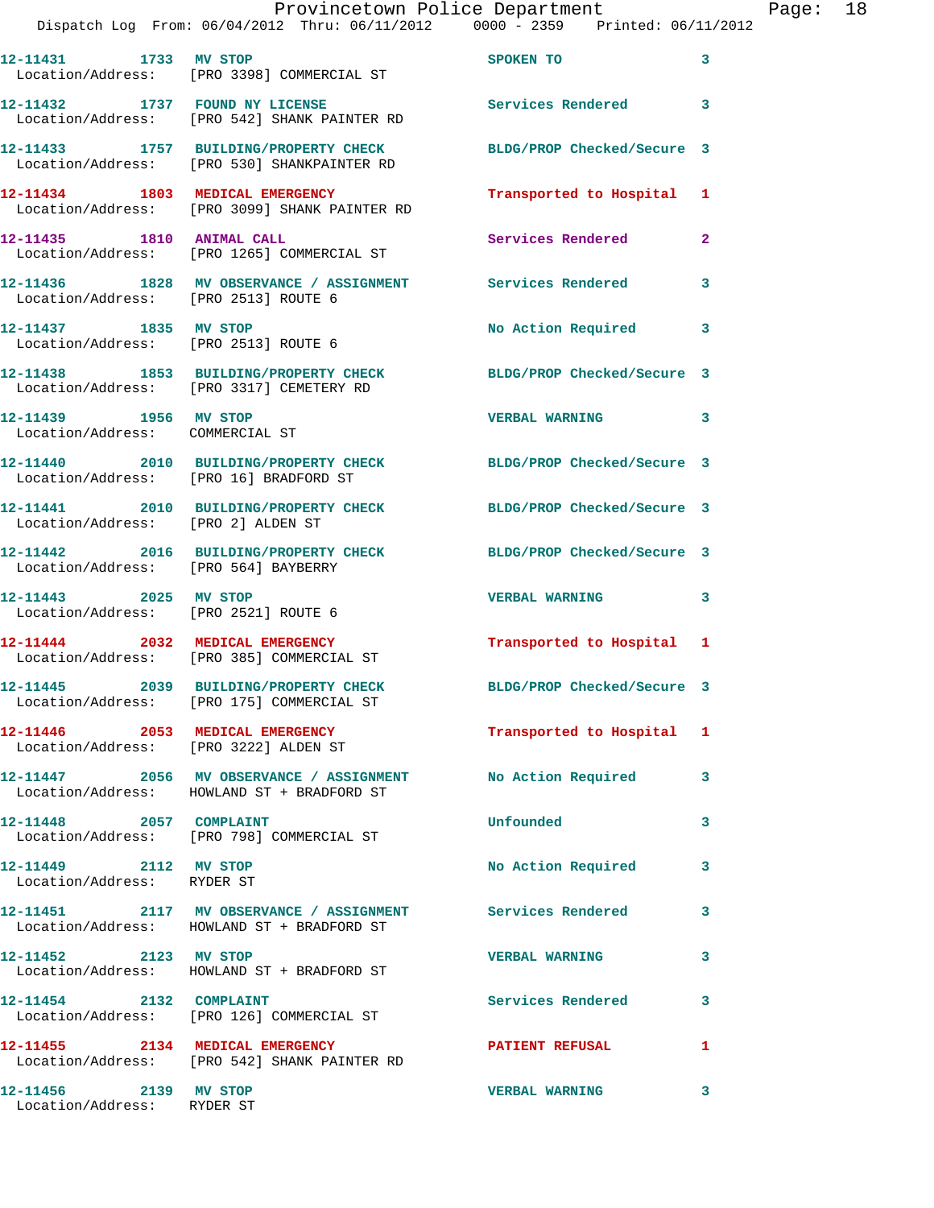12-11431 1733 MV STOP SPOKEN TO 3
Location/Address: [PRO 3398] COMMERCIAL ST

12-11432 1737 FOUND NY LICENSE Services Rendered 3
Location/Address: [PRO 542] SHANK PAINTER RD

12-11433 1757 BUILDING/PROPERTY CHECK BLDG/PROP Checked/Secure 3
Location/Address: [PRO 530] SHANKPAINTER RD

12-11434 1803 MEDICAL EMERGENCY Transported to Hospital 1
Location/Address: [PRO 3099] SHANK PAINTER RD

12-11435 1810 ANIMAL CALL Services Rendered 2
Location/Address: [PRO 1265] COMMERCIAL ST

12-11436 1828 MV OBSERVANCE / ASSIGNMENT Services Rendered 3
Location/Address: [PRO 2513] ROUTE 6

12-11437 1835 MV STOP No Action Required 3
Location/Address: [PRO 2513] ROUTE 6

12-11438 1853 BUILDING/PROPERTY CHECK BLDG/PROP Checked/Secure 3
Location/Address: [PRO 3317] CEMETERY RD

12-11439 1956 MV STOP VERBAL WARNING 3
Location/Address: COMMERCIAL ST

12-11440 2010 BUILDING/PROPERTY CHECK BLDG/PROP Checked/Secure 3
Location/Address: [PRO 16] BRADFORD ST

12-11441 2010 BUILDING/PROPERTY CHECK BLDG/PROP Checked/Secure 3
Location/Address: [PRO 2] ALDEN ST

12-11442 2016 BUILDING/PROPERTY CHECK BLDG/PROP Checked/Secure 3
Location/Address: [PRO 564] BAYBERRY

12-11443 2025 MV STOP VERBAL WARNING 3
Location/Address: [PRO 2521] ROUTE 6

12-11444 2032 MEDICAL EMERGENCY Transported to Hospital 1
Location/Address: [PRO 385] COMMERCIAL ST

12-11445 2039 BUILDING/PROPERTY CHECK BLDG/PROP Checked/Secure 3
Location/Address: [PRO 175] COMMERCIAL ST

12-11446 2053 MEDICAL EMERGENCY Transported to Hospital 1
Location/Address: [PRO 3222] ALDEN ST

12-11447 2056 MV OBSERVANCE / ASSIGNMENT No Action Required 3
Location/Address: HOWLAND ST + BRADFORD ST

12-11448 2057 COMPLAINT Unfounded 3
Location/Address: [PRO 798] COMMERCIAL ST

12-11449 2112 MV STOP No Action Required 3
Location/Address: RYDER ST

12-11451 2117 MV OBSERVANCE / ASSIGNMENT Services Rendered 3
Location/Address: HOWLAND ST + BRADFORD ST

12-11452 2123 MV STOP VERBAL WARNING 3
Location/Address: HOWLAND ST + BRADFORD ST

12-11454 2132 COMPLAINT Services Rendered 3
Location/Address: [PRO 126] COMMERCIAL ST

12-11455 2134 MEDICAL EMERGENCY PATIENT REFUSAL 1
Location/Address: [PRO 542] SHANK PAINTER RD

12-11456 2139 MV STOP VERBAL WARNING 3
Location/Address: RYDER ST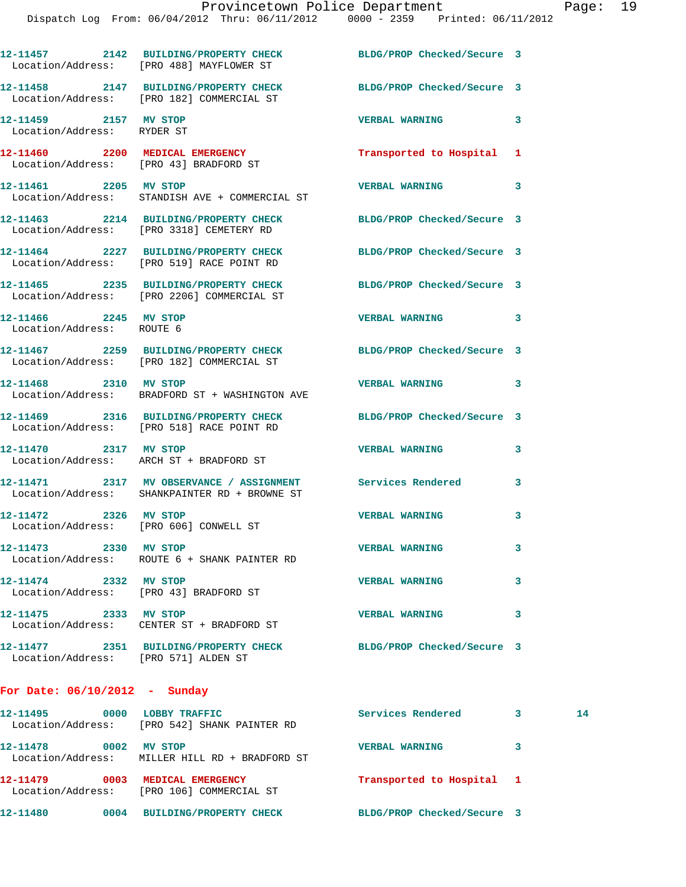12-11457 2142 BUILDING/PROPERTY CHECK BLDG/PROP Checked/Secure 3
Location/Address: [PRO 488] MAYFLOWER ST

12-11458 2147 BUILDING/PROPERTY CHECK BLDG/PROP Checked/Secure 3
Location/Address: [PRO 182] COMMERCIAL ST

12-11459 2157 MV STOP VERBAL WARNING 3
Location/Address: RYDER ST

12-11460 2200 MEDICAL EMERGENCY Transported to Hospital 1
Location/Address: [PRO 43] BRADFORD ST

12-11461 2205 MV STOP VERBAL WARNING 3
Location/Address: STANDISH AVE + COMMERCIAL ST

12-11463 2214 BUILDING/PROPERTY CHECK BLDG/PROP Checked/Secure 3
Location/Address: [PRO 3318] CEMETERY RD

12-11464 2227 BUILDING/PROPERTY CHECK BLDG/PROP Checked/Secure 3
Location/Address: [PRO 519] RACE POINT RD

12-11465 2235 BUILDING/PROPERTY CHECK BLDG/PROP Checked/Secure 3
Location/Address: [PRO 2206] COMMERCIAL ST

12-11466 2245 MV STOP VERBAL WARNING 3
Location/Address: ROUTE 6

12-11467 2259 BUILDING/PROPERTY CHECK BLDG/PROP Checked/Secure 3
Location/Address: [PRO 182] COMMERCIAL ST

12-11468 2310 MV STOP VERBAL WARNING 3
Location/Address: BRADFORD ST + WASHINGTON AVE

12-11469 2316 BUILDING/PROPERTY CHECK BLDG/PROP Checked/Secure 3
Location/Address: [PRO 518] RACE POINT RD

12-11470 2317 MV STOP VERBAL WARNING 3
Location/Address: ARCH ST + BRADFORD ST

12-11471 2317 MV OBSERVATION / ASSIGNMENT Services Rendered 3
Location/Address: SHANKPAINTER RD + BROWNE ST

12-11472 2326 MV STOP VERBAL WARNING 3
Location/Address: [PRO 606] CONWELL ST

12-11473 2330 MV STOP VERBAL WARNING 3
Location/Address: ROUTE 6 + SHANK PAINTER RD

12-11474 2332 MV STOP VERBAL WARNING 3
Location/Address: [PRO 43] BRADFORD ST

12-11475 2333 MV STOP VERBAL WARNING 3
Location/Address: CENTER ST + BRADFORD ST

12-11477 2351 BUILDING/PROPERTY CHECK BLDG/PROP Checked/Secure 3
Location/Address: [PRO 571] ALDEN ST

**For Date: 06/10/2012 - Sunday**

12-11495 0000 LOBBY TRAFFIC Services Rendered 3 14
Location/Address: [PRO 542] SHANK PAINTER RD

12-11478 0002 MV STOP VERBAL WARNING 3
Location/Address: MILLER HILL RD + BRADFORD ST

12-11479 0003 MEDICAL EMERGENCY Transported to Hospital 1
Location/Address: [PRO 106] COMMERCIAL ST

12-11480 0004 BUILDING/PROPERTY CHECK BLDG/PROP Checked/Secure 3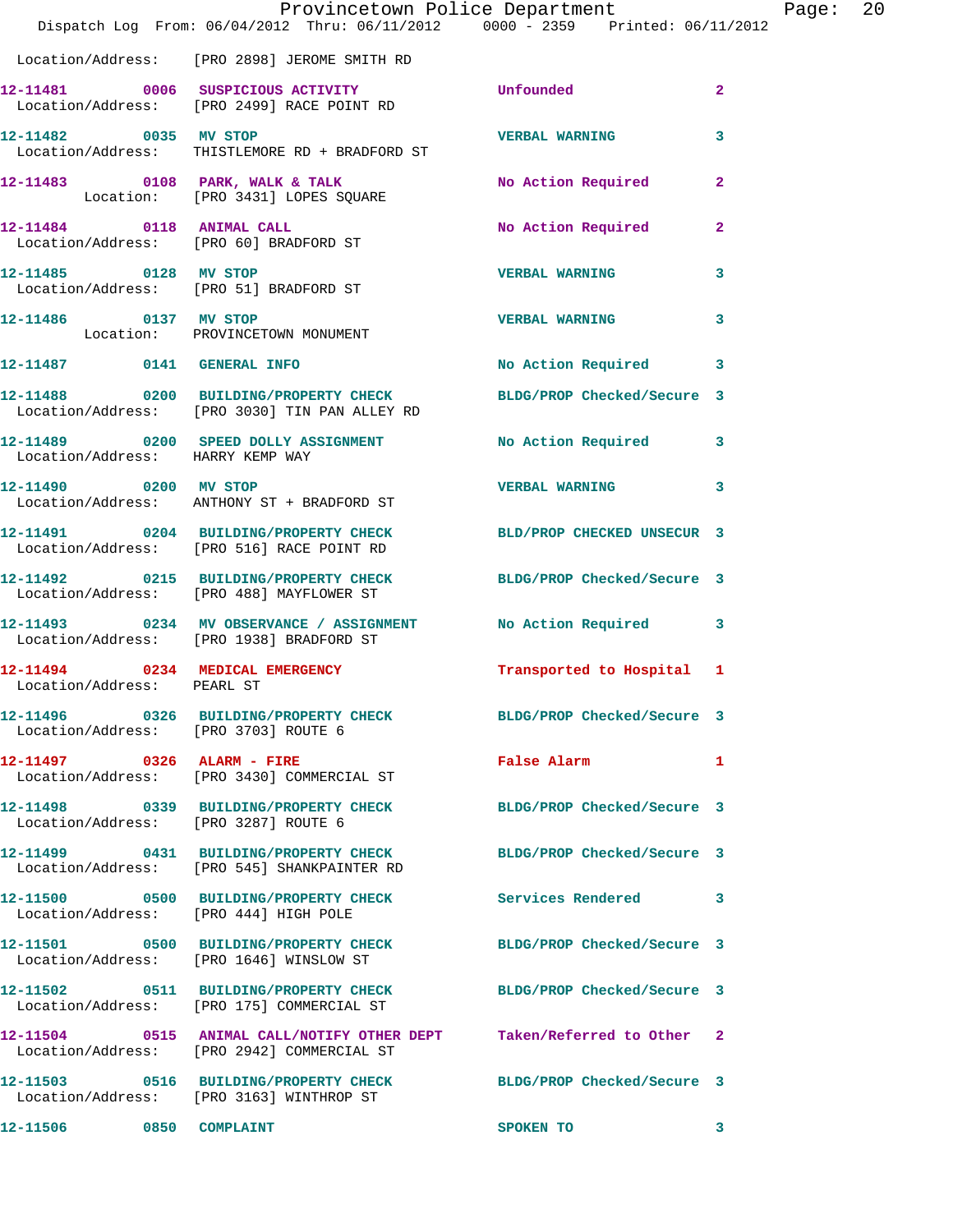Location/Address: [PRO 2898] JEROME SMITH RD

| Call # | Time | Call Reason | Action | Priority |
|---|---|---|---|---|
| 12-11481 | 0006 | SUSPICIOUS ACTIVITY | Unfounded | 2 |
| | | Location/Address: [PRO 2499] RACE POINT RD | | |
| 12-11482 | 0035 | MV STOP | VERBAL WARNING | 3 |
| | | Location/Address: THISTLEMORE RD + BRADFORD ST | | |
| 12-11483 | 0108 | PARK, WALK & TALK | No Action Required | 2 |
| | | Location: [PRO 3431] LOPES SQUARE | | |
| 12-11484 | 0118 | ANIMAL CALL | No Action Required | 2 |
| | | Location/Address: [PRO 60] BRADFORD ST | | |
| 12-11485 | 0128 | MV STOP | VERBAL WARNING | 3 |
| | | Location/Address: [PRO 51] BRADFORD ST | | |
| 12-11486 | 0137 | MV STOP | VERBAL WARNING | 3 |
| | | Location: PROVINCETOWN MONUMENT | | |
| 12-11487 | 0141 | GENERAL INFO | No Action Required | 3 |
| 12-11488 | 0200 | BUILDING/PROPERTY CHECK | BLDG/PROP Checked/Secure | 3 |
| | | Location/Address: [PRO 3030] TIN PAN ALLEY RD | | |
| 12-11489 | 0200 | SPEED DOLLY ASSIGNMENT | No Action Required | 3 |
| | | Location/Address: HARRY KEMP WAY | | |
| 12-11490 | 0200 | MV STOP | VERBAL WARNING | 3 |
| | | Location/Address: ANTHONY ST + BRADFORD ST | | |
| 12-11491 | 0204 | BUILDING/PROPERTY CHECK | BLD/PROP CHECKED UNSECUR | 3 |
| | | Location/Address: [PRO 516] RACE POINT RD | | |
| 12-11492 | 0215 | BUILDING/PROPERTY CHECK | BLDG/PROP Checked/Secure | 3 |
| | | Location/Address: [PRO 488] MAYFLOWER ST | | |
| 12-11493 | 0234 | MV OBSERVANCE / ASSIGNMENT | No Action Required | 3 |
| | | Location/Address: [PRO 1938] BRADFORD ST | | |
| 12-11494 | 0234 | MEDICAL EMERGENCY | Transported to Hospital | 1 |
| | | Location/Address: PEARL ST | | |
| 12-11496 | 0326 | BUILDING/PROPERTY CHECK | BLDG/PROP Checked/Secure | 3 |
| | | Location/Address: [PRO 3703] ROUTE 6 | | |
| 12-11497 | 0326 | ALARM - FIRE | False Alarm | 1 |
| | | Location/Address: [PRO 3430] COMMERCIAL ST | | |
| 12-11498 | 0339 | BUILDING/PROPERTY CHECK | BLDG/PROP Checked/Secure | 3 |
| | | Location/Address: [PRO 3287] ROUTE 6 | | |
| 12-11499 | 0431 | BUILDING/PROPERTY CHECK | BLDG/PROP Checked/Secure | 3 |
| | | Location/Address: [PRO 545] SHANKPAINTER RD | | |
| 12-11500 | 0500 | BUILDING/PROPERTY CHECK | Services Rendered | 3 |
| | | Location/Address: [PRO 444] HIGH POLE | | |
| 12-11501 | 0500 | BUILDING/PROPERTY CHECK | BLDG/PROP Checked/Secure | 3 |
| | | Location/Address: [PRO 1646] WINSLOW ST | | |
| 12-11502 | 0511 | BUILDING/PROPERTY CHECK | BLDG/PROP Checked/Secure | 3 |
| | | Location/Address: [PRO 175] COMMERCIAL ST | | |
| 12-11504 | 0515 | ANIMAL CALL/NOTIFY OTHER DEPT | Taken/Referred to Other | 2 |
| | | Location/Address: [PRO 2942] COMMERCIAL ST | | |
| 12-11503 | 0516 | BUILDING/PROPERTY CHECK | BLDG/PROP Checked/Secure | 3 |
| | | Location/Address: [PRO 3163] WINTHROP ST | | |
| 12-11506 | 0850 | COMPLAINT | SPOKEN TO | 3 |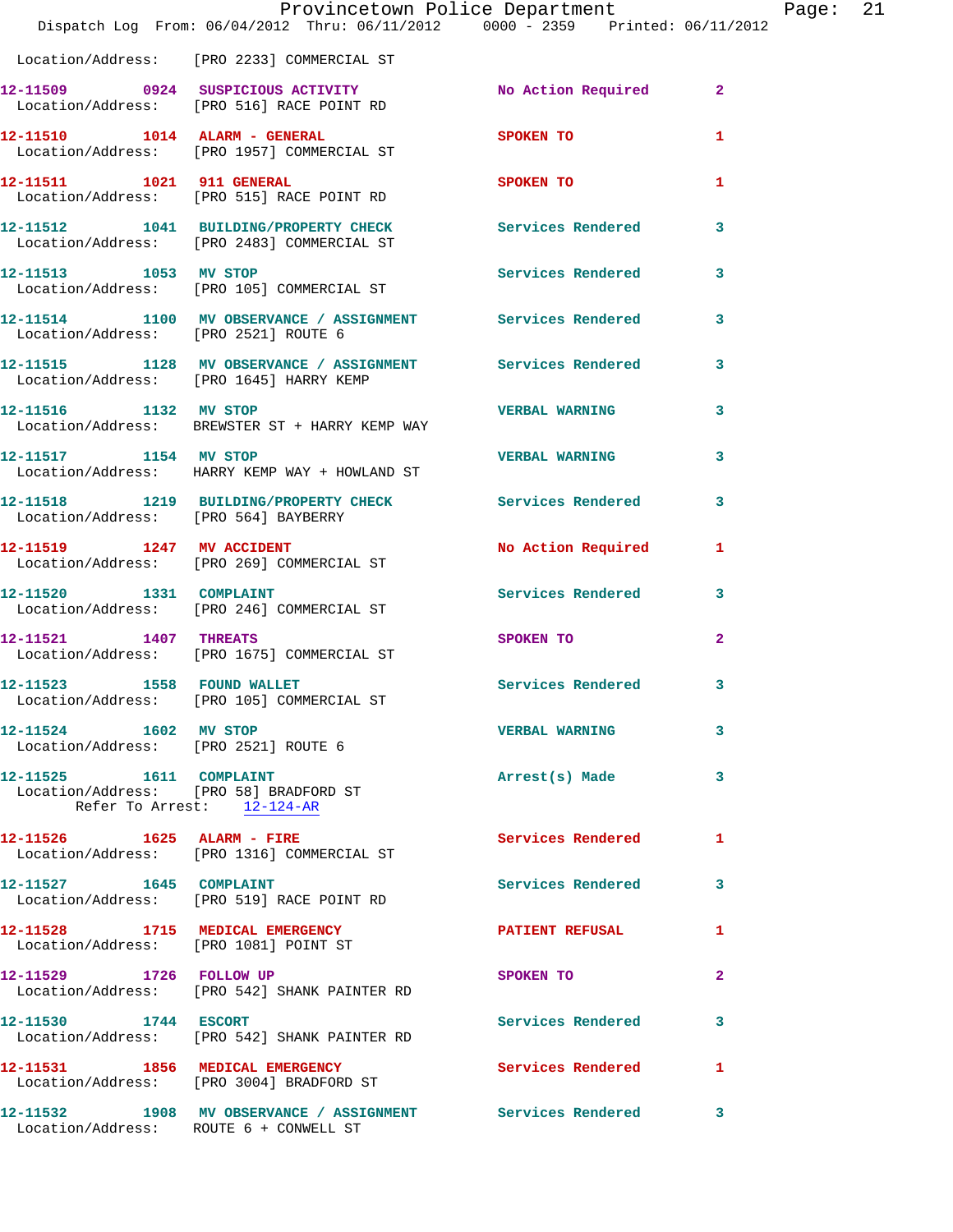Location/Address: [PRO 2233] COMMERCIAL ST

| Call # | Time | Call Type | Action | Priority |
|---|---|---|---|---|
| 12-11509 | 0924 | SUSPICIOUS ACTIVITY | No Action Required | 2 |
| | | Location/Address: [PRO 516] RACE POINT RD | | |
| 12-11510 | 1014 | ALARM - GENERAL | SPOKEN TO | 1 |
| | | Location/Address: [PRO 1957] COMMERCIAL ST | | |
| 12-11511 | 1021 | 911 GENERAL | SPOKEN TO | 1 |
| | | Location/Address: [PRO 515] RACE POINT RD | | |
| 12-11512 | 1041 | BUILDING/PROPERTY CHECK | Services Rendered | 3 |
| | | Location/Address: [PRO 2483] COMMERCIAL ST | | |
| 12-11513 | 1053 | MV STOP | Services Rendered | 3 |
| | | Location/Address: [PRO 105] COMMERCIAL ST | | |
| 12-11514 | 1100 | MV OBSERVANCE / ASSIGNMENT | Services Rendered | 3 |
| | | Location/Address: [PRO 2521] ROUTE 6 | | |
| 12-11515 | 1128 | MV OBSERVANCE / ASSIGNMENT | Services Rendered | 3 |
| | | Location/Address: [PRO 1645] HARRY KEMP | | |
| 12-11516 | 1132 | MV STOP | VERBAL WARNING | 3 |
| | | Location/Address: BREWSTER ST + HARRY KEMP WAY | | |
| 12-11517 | 1154 | MV STOP | VERBAL WARNING | 3 |
| | | Location/Address: HARRY KEMP WAY + HOWLAND ST | | |
| 12-11518 | 1219 | BUILDING/PROPERTY CHECK | Services Rendered | 3 |
| | | Location/Address: [PRO 564] BAYBERRY | | |
| 12-11519 | 1247 | MV ACCIDENT | No Action Required | 1 |
| | | Location/Address: [PRO 269] COMMERCIAL ST | | |
| 12-11520 | 1331 | COMPLAINT | Services Rendered | 3 |
| | | Location/Address: [PRO 246] COMMERCIAL ST | | |
| 12-11521 | 1407 | THREATS | SPOKEN TO | 2 |
| | | Location/Address: [PRO 1675] COMMERCIAL ST | | |
| 12-11523 | 1558 | FOUND WALLET | Services Rendered | 3 |
| | | Location/Address: [PRO 105] COMMERCIAL ST | | |
| 12-11524 | 1602 | MV STOP | VERBAL WARNING | 3 |
| | | Location/Address: [PRO 2521] ROUTE 6 | | |
| 12-11525 | 1611 | COMPLAINT | Arrest(s) Made | 3 |
| | | Location/Address: [PRO 58] BRADFORD ST — Refer To Arrest: 12-124-AR | | |
| 12-11526 | 1625 | ALARM - FIRE | Services Rendered | 1 |
| | | Location/Address: [PRO 1316] COMMERCIAL ST | | |
| 12-11527 | 1645 | COMPLAINT | Services Rendered | 3 |
| | | Location/Address: [PRO 519] RACE POINT RD | | |
| 12-11528 | 1715 | MEDICAL EMERGENCY | PATIENT REFUSAL | 1 |
| | | Location/Address: [PRO 1081] POINT ST | | |
| 12-11529 | 1726 | FOLLOW UP | SPOKEN TO | 2 |
| | | Location/Address: [PRO 542] SHANK PAINTER RD | | |
| 12-11530 | 1744 | ESCORT | Services Rendered | 3 |
| | | Location/Address: [PRO 542] SHANK PAINTER RD | | |
| 12-11531 | 1856 | MEDICAL EMERGENCY | Services Rendered | 1 |
| | | Location/Address: [PRO 3004] BRADFORD ST | | |
| 12-11532 | 1908 | MV OBSERVANCE / ASSIGNMENT | Services Rendered | 3 |
| | | Location/Address: ROUTE 6 + CONWELL ST | | |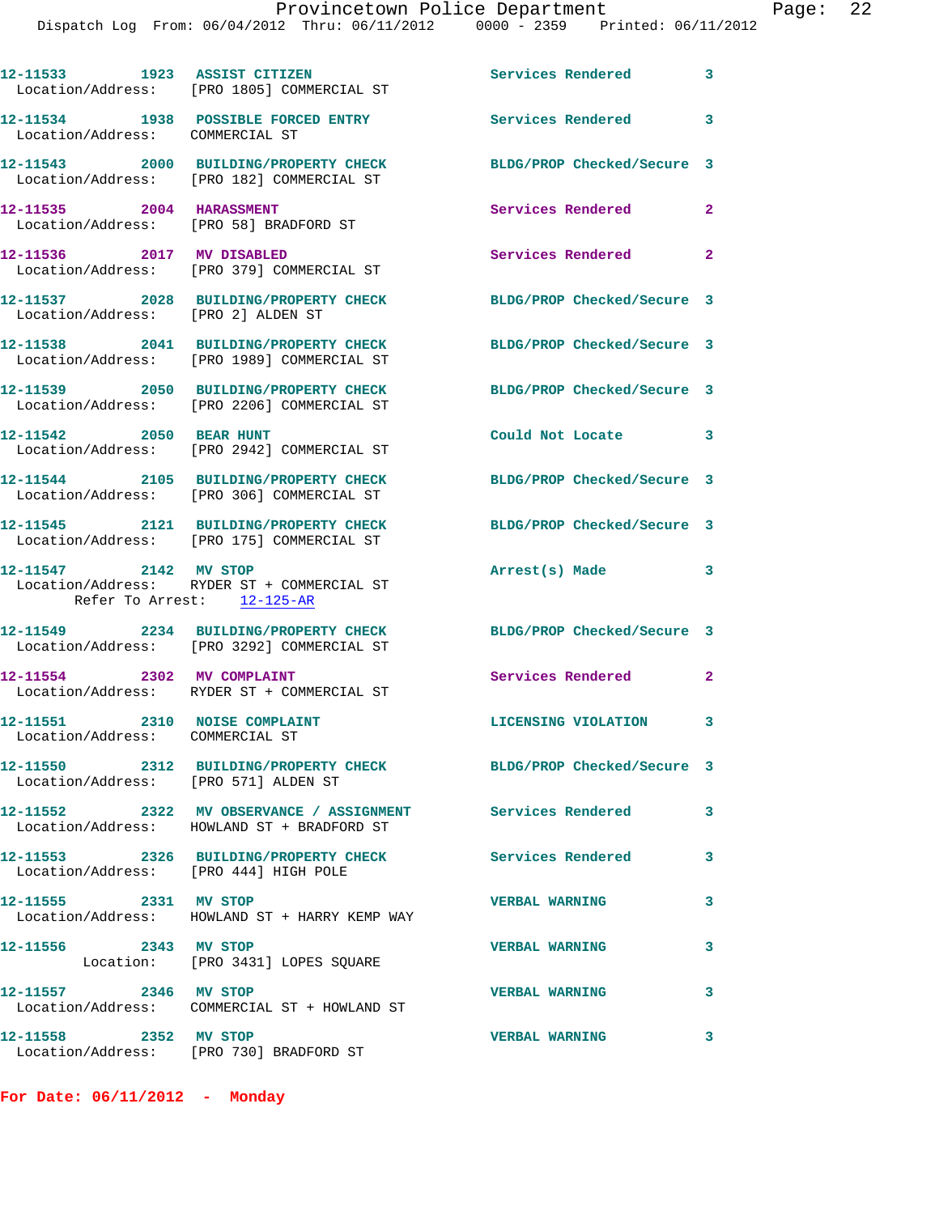12-11533 1923 ASSIST CITIZEN Services Rendered 3
Location/Address: [PRO 1805] COMMERCIAL ST

12-11534 1938 POSSIBLE FORCED ENTRY Services Rendered 3
Location/Address: COMMERCIAL ST

12-11543 2000 BUILDING/PROPERTY CHECK BLDG/PROP Checked/Secure 3
Location/Address: [PRO 182] COMMERCIAL ST

12-11535 2004 HARASSMENT Services Rendered 2
Location/Address: [PRO 58] BRADFORD ST

12-11536 2017 MV DISABLED Services Rendered 2
Location/Address: [PRO 379] COMMERCIAL ST

12-11537 2028 BUILDING/PROPERTY CHECK BLDG/PROP Checked/Secure 3
Location/Address: [PRO 2] ALDEN ST

12-11538 2041 BUILDING/PROPERTY CHECK BLDG/PROP Checked/Secure 3
Location/Address: [PRO 1989] COMMERCIAL ST

12-11539 2050 BUILDING/PROPERTY CHECK BLDG/PROP Checked/Secure 3
Location/Address: [PRO 2206] COMMERCIAL ST

12-11542 2050 BEAR HUNT Could Not Locate 3
Location/Address: [PRO 2942] COMMERCIAL ST

12-11544 2105 BUILDING/PROPERTY CHECK BLDG/PROP Checked/Secure 3
Location/Address: [PRO 306] COMMERCIAL ST

12-11545 2121 BUILDING/PROPERTY CHECK BLDG/PROP Checked/Secure 3
Location/Address: [PRO 175] COMMERCIAL ST

12-11547 2142 MV STOP Arrest(s) Made 3
Location/Address: RYDER ST + COMMERCIAL ST
Refer To Arrest: 12-125-AR

12-11549 2234 BUILDING/PROPERTY CHECK BLDG/PROP Checked/Secure 3
Location/Address: [PRO 3292] COMMERCIAL ST

12-11554 2302 MV COMPLAINT Services Rendered 2
Location/Address: RYDER ST + COMMERCIAL ST

12-11551 2310 NOISE COMPLAINT LICENSING VIOLATION 3
Location/Address: COMMERCIAL ST

12-11550 2312 BUILDING/PROPERTY CHECK BLDG/PROP Checked/Secure 3
Location/Address: [PRO 571] ALDEN ST

12-11552 2322 MV OBSERVANCE / ASSIGNMENT Services Rendered 3
Location/Address: HOWLAND ST + BRADFORD ST

12-11553 2326 BUILDING/PROPERTY CHECK Services Rendered 3
Location/Address: [PRO 444] HIGH POLE

12-11555 2331 MV STOP VERBAL WARNING 3
Location/Address: HOWLAND ST + HARRY KEMP WAY

12-11556 2343 MV STOP VERBAL WARNING 3
Location: [PRO 3431] LOPES SQUARE

12-11557 2346 MV STOP VERBAL WARNING 3
Location/Address: COMMERCIAL ST + HOWLAND ST

12-11558 2352 MV STOP VERBAL WARNING 3
Location/Address: [PRO 730] BRADFORD ST

**For Date: 06/11/2012 - Monday**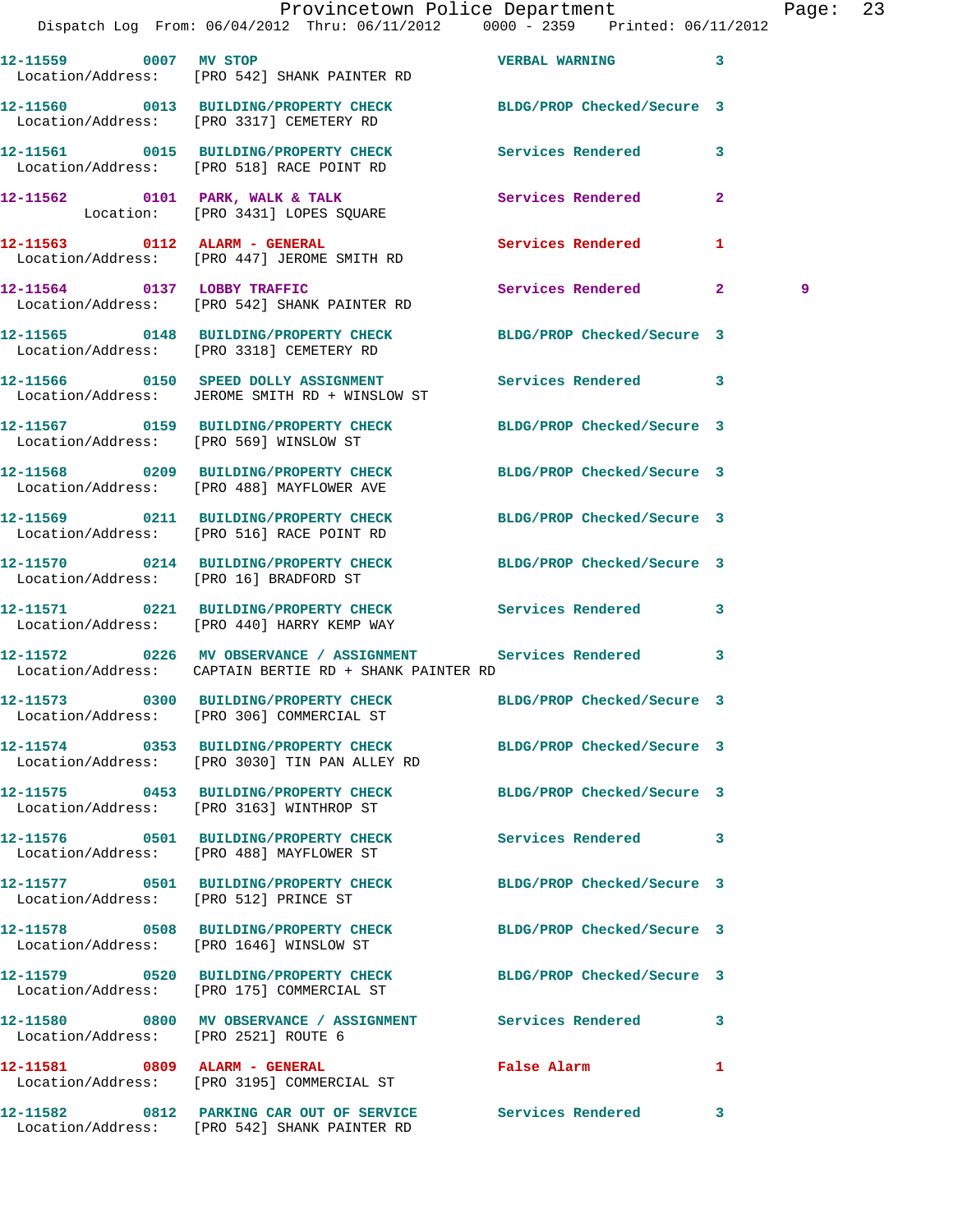| Call Number | Time | Call Type | Disposition | Priority | |
|---|---|---|---|---|---|
| 12-11559 | 0007 | MV STOP | VERBAL WARNING | 3 | |
| Location/Address: | | [PRO 542] SHANK PAINTER RD | | | |
| 12-11560 | 0013 | BUILDING/PROPERTY CHECK | BLDG/PROP Checked/Secure | 3 | |
| Location/Address: | | [PRO 3317] CEMETERY RD | | | |
| 12-11561 | 0015 | BUILDING/PROPERTY CHECK | Services Rendered | 3 | |
| Location/Address: | | [PRO 518] RACE POINT RD | | | |
| 12-11562 | 0101 | PARK, WALK & TALK | Services Rendered | 2 | |
| Location: | | [PRO 3431] LOPES SQUARE | | | |
| 12-11563 | 0112 | ALARM - GENERAL | Services Rendered | 1 | |
| Location/Address: | | [PRO 447] JEROME SMITH RD | | | |
| 12-11564 | 0137 | LOBBY TRAFFIC | Services Rendered | 2 | 9 |
| Location/Address: | | [PRO 542] SHANK PAINTER RD | | | |
| 12-11565 | 0148 | BUILDING/PROPERTY CHECK | BLDG/PROP Checked/Secure | 3 | |
| Location/Address: | | [PRO 3318] CEMETERY RD | | | |
| 12-11566 | 0150 | SPEED DOLLY ASSIGNMENT | Services Rendered | 3 | |
| Location/Address: | | JEROME SMITH RD + WINSLOW ST | | | |
| 12-11567 | 0159 | BUILDING/PROPERTY CHECK | BLDG/PROP Checked/Secure | 3 | |
| Location/Address: | | [PRO 569] WINSLOW ST | | | |
| 12-11568 | 0209 | BUILDING/PROPERTY CHECK | BLDG/PROP Checked/Secure | 3 | |
| Location/Address: | | [PRO 488] MAYFLOWER AVE | | | |
| 12-11569 | 0211 | BUILDING/PROPERTY CHECK | BLDG/PROP Checked/Secure | 3 | |
| Location/Address: | | [PRO 516] RACE POINT RD | | | |
| 12-11570 | 0214 | BUILDING/PROPERTY CHECK | BLDG/PROP Checked/Secure | 3 | |
| Location/Address: | | [PRO 16] BRADFORD ST | | | |
| 12-11571 | 0221 | BUILDING/PROPERTY CHECK | Services Rendered | 3 | |
| Location/Address: | | [PRO 440] HARRY KEMP WAY | | | |
| 12-11572 | 0226 | MV OBSERVANCE / ASSIGNMENT | Services Rendered | 3 | |
| Location/Address: | | CAPTAIN BERTIE RD + SHANK PAINTER RD | | | |
| 12-11573 | 0300 | BUILDING/PROPERTY CHECK | BLDG/PROP Checked/Secure | 3 | |
| Location/Address: | | [PRO 306] COMMERCIAL ST | | | |
| 12-11574 | 0353 | BUILDING/PROPERTY CHECK | BLDG/PROP Checked/Secure | 3 | |
| Location/Address: | | [PRO 3030] TIN PAN ALLEY RD | | | |
| 12-11575 | 0453 | BUILDING/PROPERTY CHECK | BLDG/PROP Checked/Secure | 3 | |
| Location/Address: | | [PRO 3163] WINTHROP ST | | | |
| 12-11576 | 0501 | BUILDING/PROPERTY CHECK | Services Rendered | 3 | |
| Location/Address: | | [PRO 488] MAYFLOWER ST | | | |
| 12-11577 | 0501 | BUILDING/PROPERTY CHECK | BLDG/PROP Checked/Secure | 3 | |
| Location/Address: | | [PRO 512] PRINCE ST | | | |
| 12-11578 | 0508 | BUILDING/PROPERTY CHECK | BLDG/PROP Checked/Secure | 3 | |
| Location/Address: | | [PRO 1646] WINSLOW ST | | | |
| 12-11579 | 0520 | BUILDING/PROPERTY CHECK | BLDG/PROP Checked/Secure | 3 | |
| Location/Address: | | [PRO 175] COMMERCIAL ST | | | |
| 12-11580 | 0800 | MV OBSERVANCE / ASSIGNMENT | Services Rendered | 3 | |
| Location/Address: | | [PRO 2521] ROUTE 6 | | | |
| 12-11581 | 0809 | ALARM - GENERAL | False Alarm | 1 | |
| Location/Address: | | [PRO 3195] COMMERCIAL ST | | | |
| 12-11582 | 0812 | PARKING CAR OUT OF SERVICE | Services Rendered | 3 | |
| Location/Address: | | [PRO 542] SHANK PAINTER RD | | | |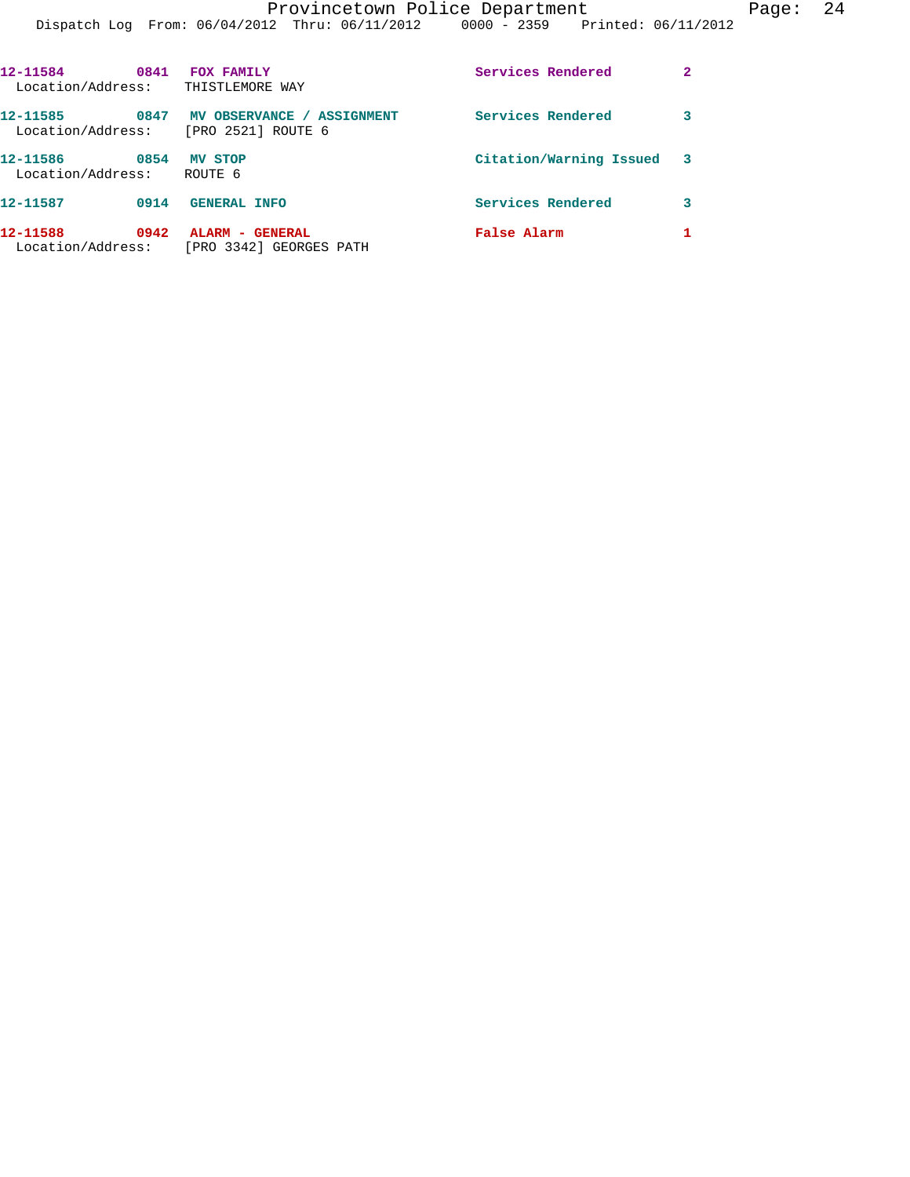12-11584 0841 FOX FAMILY Services Rendered 2
Location/Address: THISTLEMORE WAY

12-11585 0847 MV OBSERVANCE / ASSIGNMENT Services Rendered 3
Location/Address: [PRO 2521] ROUTE 6

12-11586 0854 MV STOP Citation/Warning Issued 3
Location/Address: ROUTE 6

12-11587 0914 GENERAL INFO Services Rendered 3

12-11588 0942 ALARM - GENERAL False Alarm 1
Location/Address: [PRO 3342] GEORGES PATH